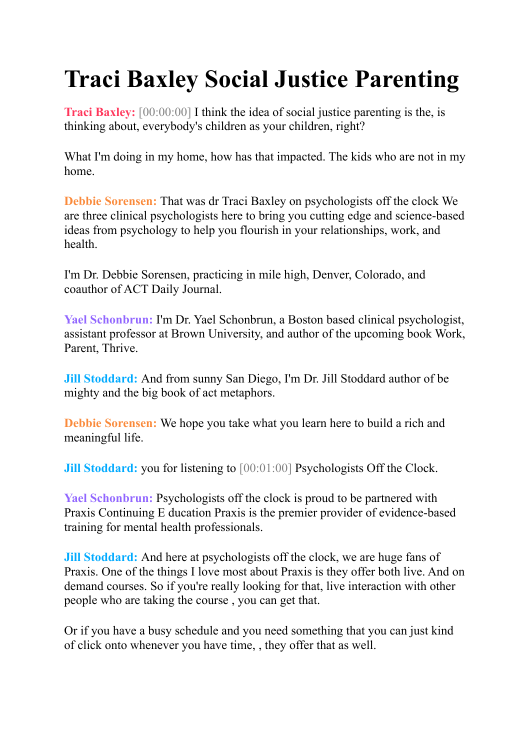# Traci Baxley Social Justice Parenting

**Traci Baxley:** [00:00:00] I think the idea of social justice parenting is the, is thinking about, everybody's children as your children, right?

What I'm doing in my home, how has that impacted. The kids who are not in my home.

**Debbie Sorensen:** That was dr Traci Baxley on psychologists off the clock We are three clinical psychologists here to bring you cutting edge and science-based ideas from psychology to help you flourish in your relationships, work, and health.

I'm Dr. Debbie Sorensen, practicing in mile high, Denver, Colorado, and coauthor of ACT Daily Journal.

**Yael Schonbrun:** I'm Dr. Yael Schonbrun, a Boston based clinical psychologist, assistant professor at Brown University, and author of the upcoming book Work, Parent, Thrive.

**Jill Stoddard:** And from sunny San Diego, I'm Dr. Jill Stoddard author of be mighty and the big book of act metaphors.

**Debbie Sorensen:** We hope you take what you learn here to build a rich and meaningful life.

**Jill Stoddard:** you for listening to [00:01:00] Psychologists Off the Clock.

**Yael Schonbrun:** Psychologists off the clock is proud to be partnered with Praxis Continuing E ducation Praxis is the premier provider of evidence-based training for mental health professionals.

**Jill Stoddard:** And here at psychologists off the clock, we are huge fans of Praxis. One of the things I love most about Praxis is they offer both live. And on demand courses. So if you're really looking for that, live interaction with other people who are taking the course , you can get that.

Or if you have a busy schedule and you need something that you can just kind of click onto whenever you have time, , they offer that as well.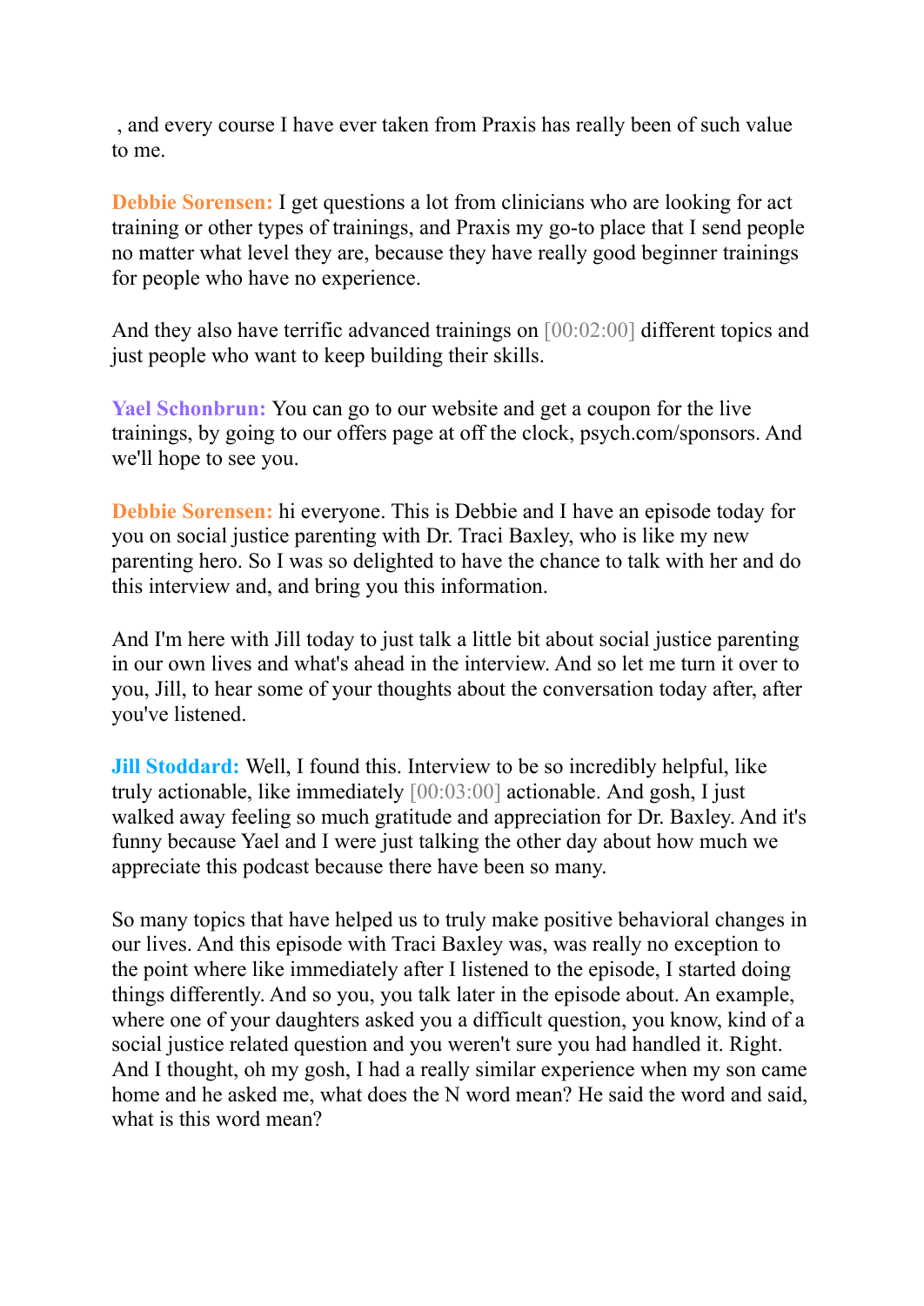, and every course I have ever taken from Praxis has really been of such value to me.

**Debbie Sorensen:** I get questions a lot from clinicians who are looking for act training or other types of trainings, and Praxis my go-to place that I send people no matter what level they are, because they have really good beginner trainings for people who have no experience.

And they also have terrific advanced trainings on [00:02:00] different topics and just people who want to keep building their skills.

**Yael Schonbrun:** You can go to our website and get a coupon for the live trainings, by going to our offers page at off the clock, psych.com/sponsors. And we'll hope to see you.

**Debbie Sorensen:** hi everyone. This is Debbie and I have an episode today for you on social justice parenting with Dr. Traci Baxley, who is like my new parenting hero. So I was so delighted to have the chance to talk with her and do this interview and, and bring you this information.

And I'm here with Jill today to just talk a little bit about social justice parenting in our own lives and what's ahead in the interview. And so let me turn it over to you, Jill, to hear some of your thoughts about the conversation today after, after you've listened.

**Jill Stoddard:** Well, I found this. Interview to be so incredibly helpful, like truly actionable, like immediately [00:03:00] actionable. And gosh, I just walked away feeling so much gratitude and appreciation for Dr. Baxley. And it's funny because Yael and I were just talking the other day about how much we appreciate this podcast because there have been so many.

So many topics that have helped us to truly make positive behavioral changes in our lives. And this episode with Traci Baxley was, was really no exception to the point where like immediately after I listened to the episode, I started doing things differently. And so you, you talk later in the episode about. An example, where one of your daughters asked you a difficult question, you know, kind of a social justice related question and you weren't sure you had handled it. Right. And I thought, oh my gosh, I had a really similar experience when my son came home and he asked me, what does the N word mean? He said the word and said, what is this word mean?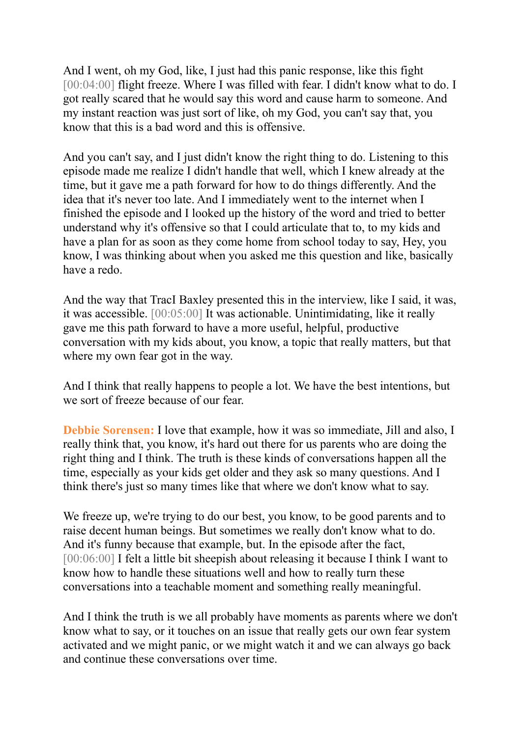And I went, oh my God, like, I just had this panic response, like this fight [00:04:00] flight freeze. Where I was filled with fear. I didn't know what to do. I got really scared that he would say this word and cause harm to someone. And my instant reaction was just sort of like, oh my God, you can't say that, you know that this is a bad word and this is offensive.

And you can't say, and I just didn't know the right thing to do. Listening to this episode made me realize I didn't handle that well, which I knew already at the time, but it gave me a path forward for how to do things differently. And the idea that it's never too late. And I immediately went to the internet when I finished the episode and I looked up the history of the word and tried to better understand why it's offensive so that I could articulate that to, to my kids and have a plan for as soon as they come home from school today to say, Hey, you know, I was thinking about when you asked me this question and like, basically have a redo.

And the way that TracI Baxley presented this in the interview, like I said, it was, it was accessible. [00:05:00] It was actionable. Unintimidating, like it really gave me this path forward to have a more useful, helpful, productive conversation with my kids about, you know, a topic that really matters, but that where my own fear got in the way.

And I think that really happens to people a lot. We have the best intentions, but we sort of freeze because of our fear.

**Debbie Sorensen:** I love that example, how it was so immediate, Jill and also, I really think that, you know, it's hard out there for us parents who are doing the right thing and I think. The truth is these kinds of conversations happen all the time, especially as your kids get older and they ask so many questions. And I think there's just so many times like that where we don't know what to say.

We freeze up, we're trying to do our best, you know, to be good parents and to raise decent human beings. But sometimes we really don't know what to do. And it's funny because that example, but. In the episode after the fact, [00:06:00] I felt a little bit sheepish about releasing it because I think I want to know how to handle these situations well and how to really turn these conversations into a teachable moment and something really meaningful.

And I think the truth is we all probably have moments as parents where we don't know what to say, or it touches on an issue that really gets our own fear system activated and we might panic, or we might watch it and we can always go back and continue these conversations over time.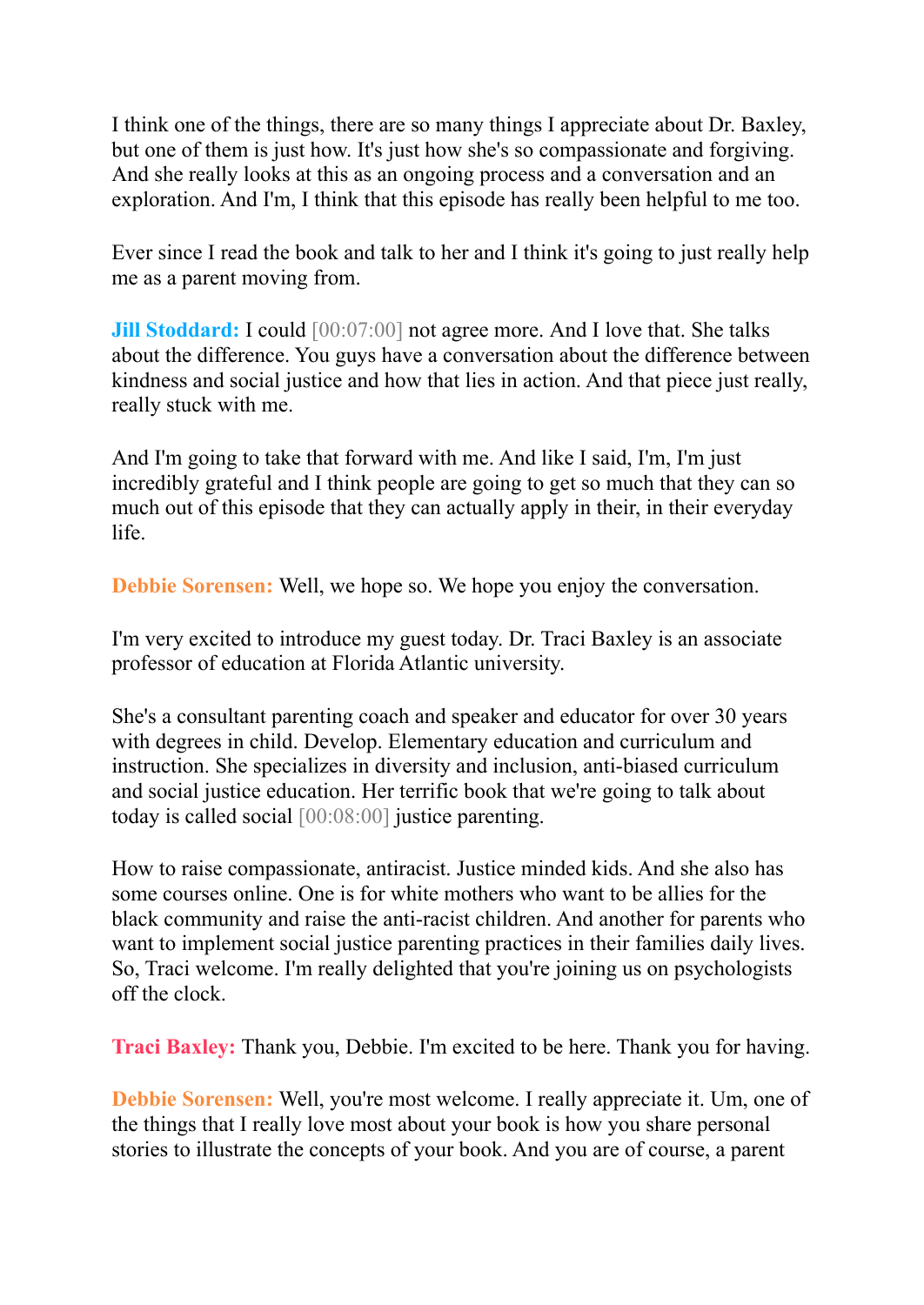I think one of the things, there are so many things I appreciate about Dr. Baxley, but one of them is just how. It's just how she's so compassionate and forgiving. And she really looks at this as an ongoing process and a conversation and an exploration. And I'm, I think that this episode has really been helpful to me too.

Ever since I read the book and talk to her and I think it's going to just really help me as a parent moving from.

**Jill Stoddard:** I could [00:07:00] not agree more. And I love that. She talks about the difference. You guys have a conversation about the difference between kindness and social justice and how that lies in action. And that piece just really, really stuck with me.

And I'm going to take that forward with me. And like I said, I'm, I'm just incredibly grateful and I think people are going to get so much that they can so much out of this episode that they can actually apply in their, in their everyday life.

**Debbie Sorensen:** Well, we hope so. We hope you enjoy the conversation.

I'm very excited to introduce my guest today. Dr. Traci Baxley is an associate professor of education at Florida Atlantic university.

She's a consultant parenting coach and speaker and educator for over 30 years with degrees in child. Develop. Elementary education and curriculum and instruction. She specializes in diversity and inclusion, anti-biased curriculum and social justice education. Her terrific book that we're going to talk about today is called social [00:08:00] justice parenting.

How to raise compassionate, antiracist. Justice minded kids. And she also has some courses online. One is for white mothers who want to be allies for the black community and raise the anti-racist children. And another for parents who want to implement social justice parenting practices in their families daily lives. So, Traci welcome. I'm really delighted that you're joining us on psychologists off the clock.

**Traci Baxley:** Thank you, Debbie. I'm excited to be here. Thank you for having.

**Debbie Sorensen:** Well, you're most welcome. I really appreciate it. Um, one of the things that I really love most about your book is how you share personal stories to illustrate the concepts of your book. And you are of course, a parent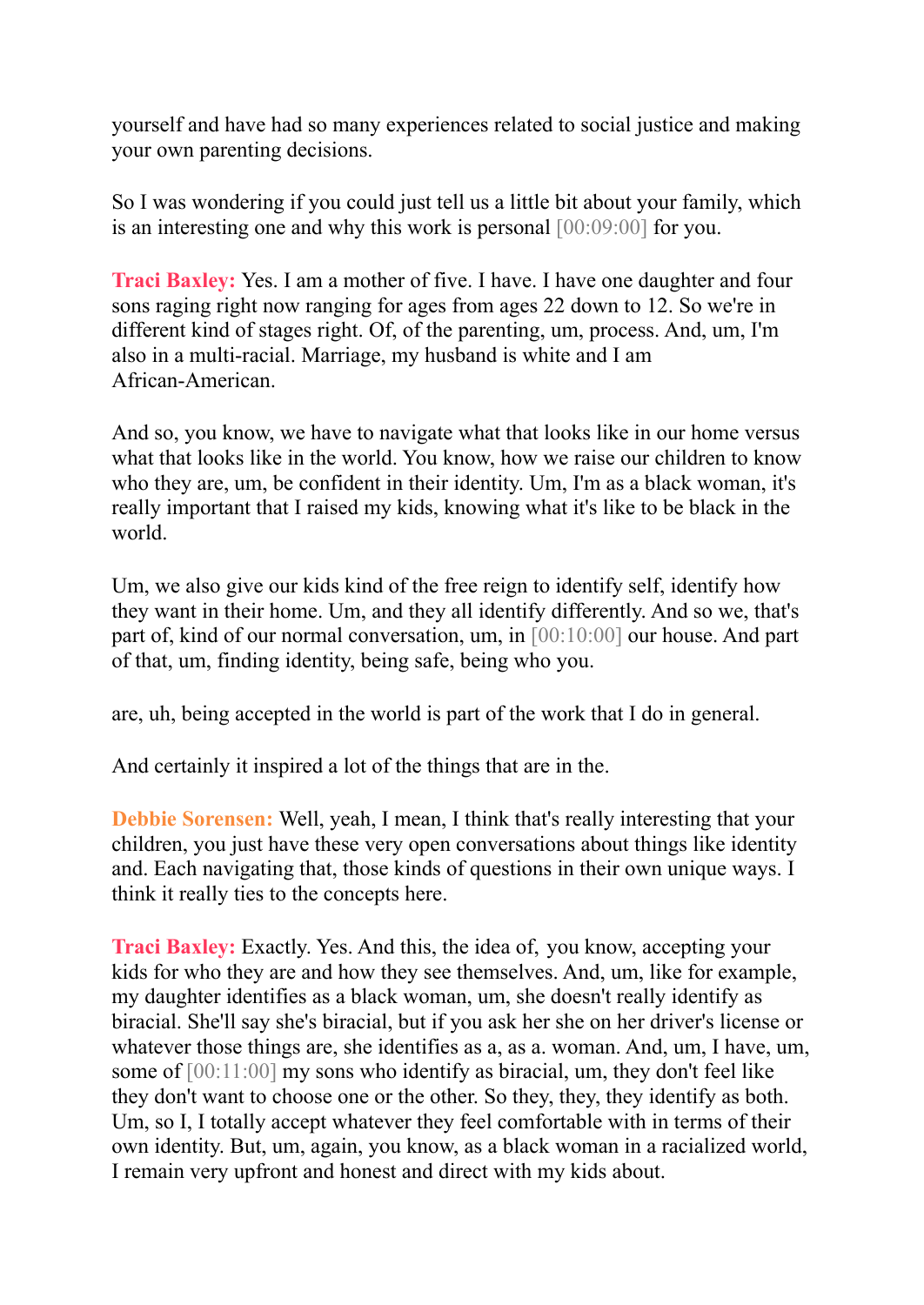yourself and have had so many experiences related to social justice and making your own parenting decisions.

So I was wondering if you could just tell us a little bit about your family, which is an interesting one and why this work is personal [00:09:00] for you.

**Traci Baxley:** Yes. I am a mother of five. I have. I have one daughter and four sons raging right now ranging for ages from ages 22 down to 12. So we're in different kind of stages right. Of, of the parenting, um, process. And, um, I'm also in a multi-racial. Marriage, my husband is white and I am African-American.

And so, you know, we have to navigate what that looks like in our home versus what that looks like in the world. You know, how we raise our children to know who they are, um, be confident in their identity. Um, I'm as a black woman, it's really important that I raised my kids, knowing what it's like to be black in the world.

Um, we also give our kids kind of the free reign to identify self, identify how they want in their home. Um, and they all identify differently. And so we, that's part of, kind of our normal conversation, um, in [00:10:00] our house. And part of that, um, finding identity, being safe, being who you.

are, uh, being accepted in the world is part of the work that I do in general.

And certainly it inspired a lot of the things that are in the.

**Debbie Sorensen:** Well, yeah, I mean, I think that's really interesting that your children, you just have these very open conversations about things like identity and. Each navigating that, those kinds of questions in their own unique ways. I think it really ties to the concepts here.

**Traci Baxley:** Exactly. Yes. And this, the idea of, you know, accepting your kids for who they are and how they see themselves. And, um, like for example, my daughter identifies as a black woman, um, she doesn't really identify as biracial. She'll say she's biracial, but if you ask her she on her driver's license or whatever those things are, she identifies as a, as a. woman. And, um, I have, um, some of [00:11:00] my sons who identify as biracial, um, they don't feel like they don't want to choose one or the other. So they, they, they identify as both. Um, so I, I totally accept whatever they feel comfortable with in terms of their own identity. But, um, again, you know, as a black woman in a racialized world, I remain very upfront and honest and direct with my kids about.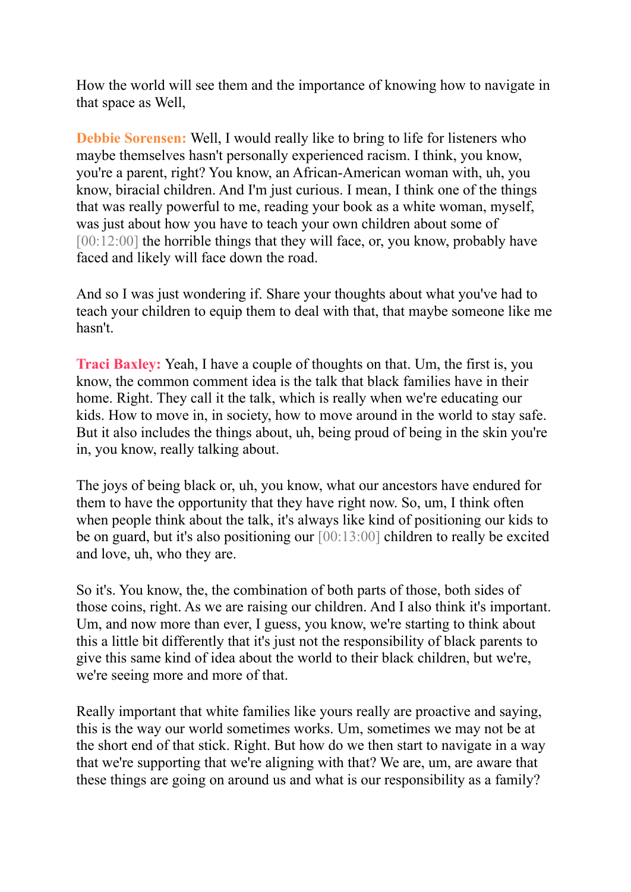How the world will see them and the importance of knowing how to navigate in that space as Well,

**Debbie Sorensen:** Well, I would really like to bring to life for listeners who maybe themselves hasn't personally experienced racism. I think, you know, you're a parent, right? You know, an African-American woman with, uh, you know, biracial children. And I'm just curious. I mean, I think one of the things that was really powerful to me, reading your book as a white woman, myself, was just about how you have to teach your own children about some of [00:12:00] the horrible things that they will face, or, you know, probably have faced and likely will face down the road.

And so I was just wondering if. Share your thoughts about what you've had to teach your children to equip them to deal with that, that maybe someone like me hasn't.

**Traci Baxley:** Yeah, I have a couple of thoughts on that. Um, the first is, you know, the common comment idea is the talk that black families have in their home. Right. They call it the talk, which is really when we're educating our kids. How to move in, in society, how to move around in the world to stay safe. But it also includes the things about, uh, being proud of being in the skin you're in, you know, really talking about.

The joys of being black or, uh, you know, what our ancestors have endured for them to have the opportunity that they have right now. So, um, I think often when people think about the talk, it's always like kind of positioning our kids to be on guard, but it's also positioning our [00:13:00] children to really be excited and love, uh, who they are.

So it's. You know, the, the combination of both parts of those, both sides of those coins, right. As we are raising our children. And I also think it's important. Um, and now more than ever, I guess, you know, we're starting to think about this a little bit differently that it's just not the responsibility of black parents to give this same kind of idea about the world to their black children, but we're, we're seeing more and more of that.

Really important that white families like yours really are proactive and saying, this is the way our world sometimes works. Um, sometimes we may not be at the short end of that stick. Right. But how do we then start to navigate in a way that we're supporting that we're aligning with that? We are, um, are aware that these things are going on around us and what is our responsibility as a family?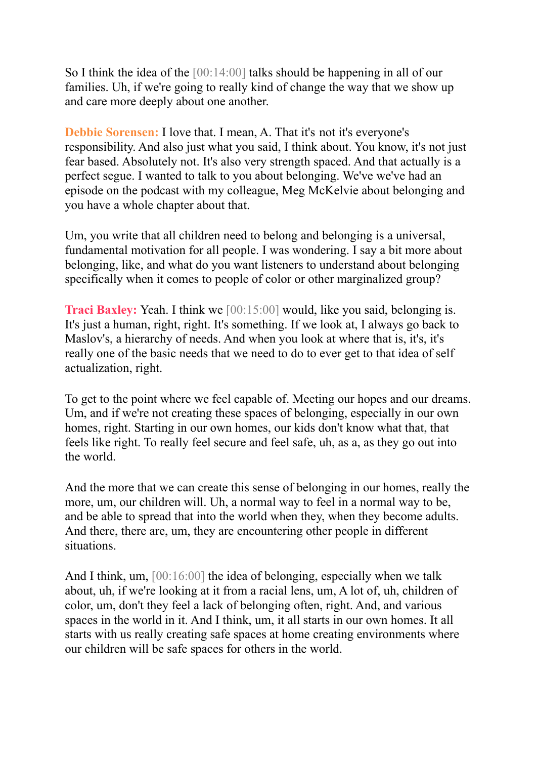So I think the idea of the [00:14:00] talks should be happening in all of our families. Uh, if we're going to really kind of change the way that we show up and care more deeply about one another.

**Debbie Sorensen:** I love that. I mean, A. That it's not it's everyone's responsibility. And also just what you said, I think about. You know, it's not just fear based. Absolutely not. It's also very strength spaced. And that actually is a perfect segue. I wanted to talk to you about belonging. We've we've had an episode on the podcast with my colleague, Meg McKelvie about belonging and you have a whole chapter about that.

Um, you write that all children need to belong and belonging is a universal, fundamental motivation for all people. I was wondering. I say a bit more about belonging, like, and what do you want listeners to understand about belonging specifically when it comes to people of color or other marginalized group?

**Traci Baxley:** Yeah. I think we [00:15:00] would, like you said, belonging is. It's just a human, right, right. It's something. If we look at, I always go back to Maslov's, a hierarchy of needs. And when you look at where that is, it's, it's really one of the basic needs that we need to do to ever get to that idea of self actualization, right.

To get to the point where we feel capable of. Meeting our hopes and our dreams. Um, and if we're not creating these spaces of belonging, especially in our own homes, right. Starting in our own homes, our kids don't know what that, that feels like right. To really feel secure and feel safe, uh, as a, as they go out into the world.

And the more that we can create this sense of belonging in our homes, really the more, um, our children will. Uh, a normal way to feel in a normal way to be, and be able to spread that into the world when they, when they become adults. And there, there are, um, they are encountering other people in different situations.

And I think, um, [00:16:00] the idea of belonging, especially when we talk about, uh, if we're looking at it from a racial lens, um, A lot of, uh, children of color, um, don't they feel a lack of belonging often, right. And, and various spaces in the world in it. And I think, um, it all starts in our own homes. It all starts with us really creating safe spaces at home creating environments where our children will be safe spaces for others in the world.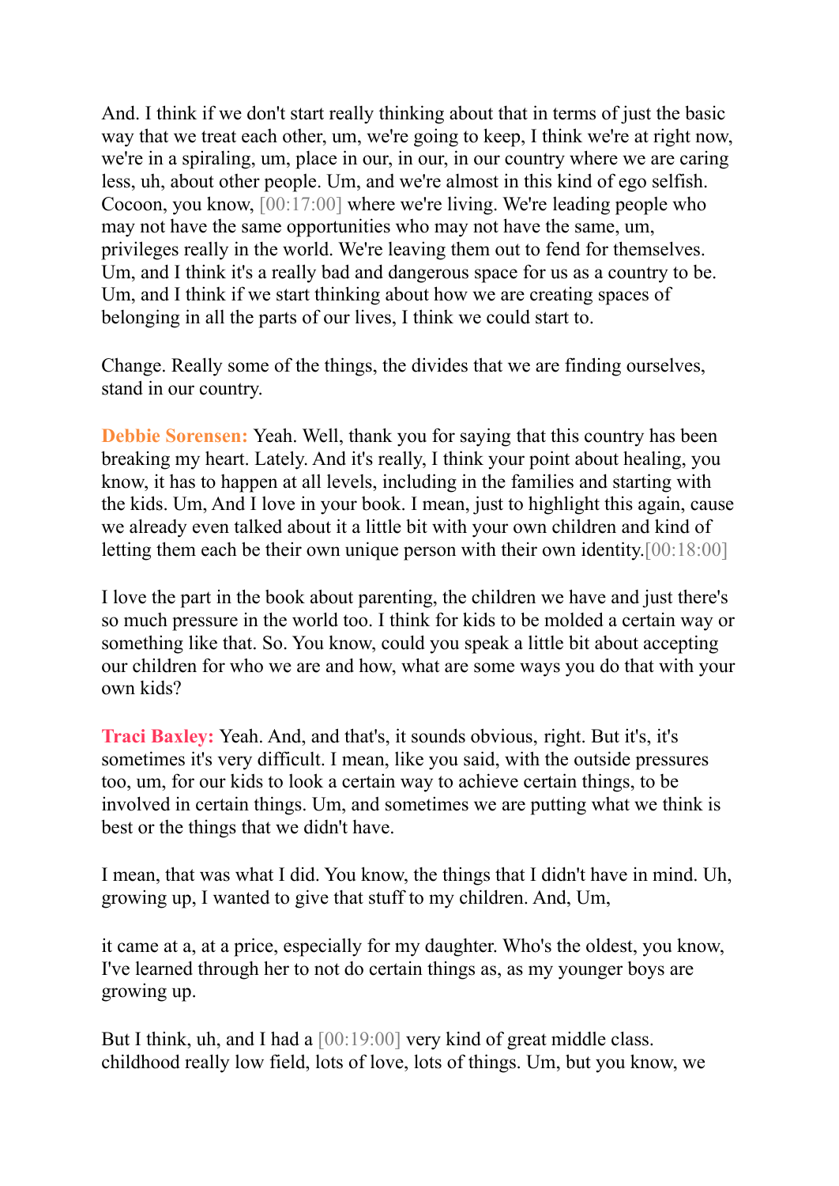And. I think if we don't start really thinking about that in terms of just the basic way that we treat each other, um, we're going to keep, I think we're at right now, we're in a spiraling, um, place in our, in our, in our country where we are caring less, uh, about other people. Um, and we're almost in this kind of ego selfish. Cocoon, you know, [00:17:00] where we're living. We're leading people who may not have the same opportunities who may not have the same, um, privileges really in the world. We're leaving them out to fend for themselves. Um, and I think it's a really bad and dangerous space for us as a country to be. Um, and I think if we start thinking about how we are creating spaces of belonging in all the parts of our lives, I think we could start to.

Change. Really some of the things, the divides that we are finding ourselves, stand in our country.

**Debbie Sorensen:** Yeah. Well, thank you for saying that this country has been breaking my heart. Lately. And it's really, I think your point about healing, you know, it has to happen at all levels, including in the families and starting with the kids. Um, And I love in your book. I mean, just to highlight this again, cause we already even talked about it a little bit with your own children and kind of letting them each be their own unique person with their own identity.[00:18:00]

I love the part in the book about parenting, the children we have and just there's so much pressure in the world too. I think for kids to be molded a certain way or something like that. So. You know, could you speak a little bit about accepting our children for who we are and how, what are some ways you do that with your own kids?

**Traci Baxley:** Yeah. And, and that's, it sounds obvious, right. But it's, it's sometimes it's very difficult. I mean, like you said, with the outside pressures too, um, for our kids to look a certain way to achieve certain things, to be involved in certain things. Um, and sometimes we are putting what we think is best or the things that we didn't have.

I mean, that was what I did. You know, the things that I didn't have in mind. Uh, growing up, I wanted to give that stuff to my children. And, Um,

it came at a, at a price, especially for my daughter. Who's the oldest, you know, I've learned through her to not do certain things as, as my younger boys are growing up.

But I think, uh, and I had a [00:19:00] very kind of great middle class. childhood really low field, lots of love, lots of things. Um, but you know, we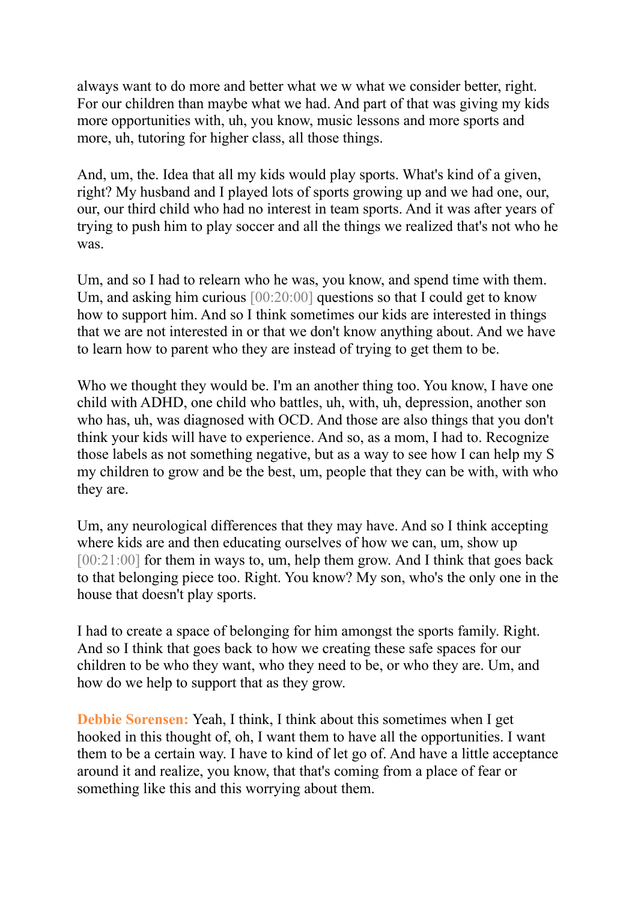always want to do more and better what we w what we consider better, right. For our children than maybe what we had. And part of that was giving my kids more opportunities with, uh, you know, music lessons and more sports and more, uh, tutoring for higher class, all those things.

And, um, the. Idea that all my kids would play sports. What's kind of a given, right? My husband and I played lots of sports growing up and we had one, our, our, our third child who had no interest in team sports. And it was after years of trying to push him to play soccer and all the things we realized that's not who he was.

Um, and so I had to relearn who he was, you know, and spend time with them. Um, and asking him curious [00:20:00] questions so that I could get to know how to support him. And so I think sometimes our kids are interested in things that we are not interested in or that we don't know anything about. And we have to learn how to parent who they are instead of trying to get them to be.

Who we thought they would be. I'm an another thing too. You know, I have one child with ADHD, one child who battles, uh, with, uh, depression, another son who has, uh, was diagnosed with OCD. And those are also things that you don't think your kids will have to experience. And so, as a mom, I had to. Recognize those labels as not something negative, but as a way to see how I can help my S my children to grow and be the best, um, people that they can be with, with who they are.

Um, any neurological differences that they may have. And so I think accepting where kids are and then educating ourselves of how we can, um, show up [00:21:00] for them in ways to, um, help them grow. And I think that goes back to that belonging piece too. Right. You know? My son, who's the only one in the house that doesn't play sports.

I had to create a space of belonging for him amongst the sports family. Right. And so I think that goes back to how we creating these safe spaces for our children to be who they want, who they need to be, or who they are. Um, and how do we help to support that as they grow.

**Debbie Sorensen:** Yeah, I think, I think about this sometimes when I get hooked in this thought of, oh, I want them to have all the opportunities. I want them to be a certain way. I have to kind of let go of. And have a little acceptance around it and realize, you know, that that's coming from a place of fear or something like this and this worrying about them.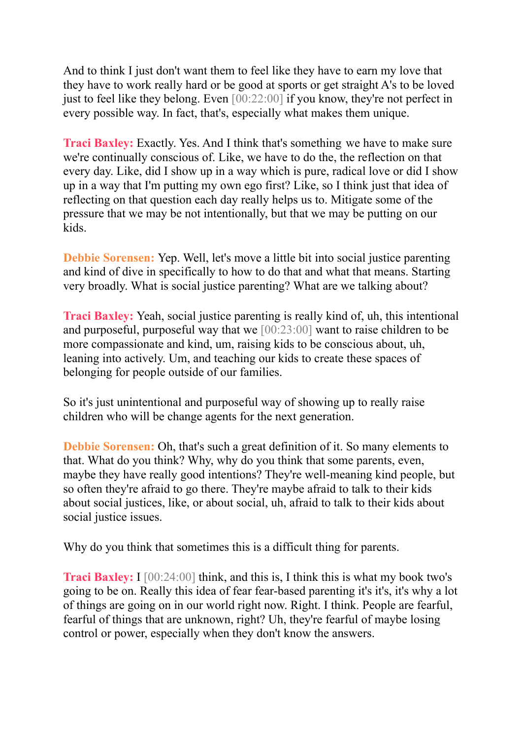And to think I just don't want them to feel like they have to earn my love that they have to work really hard or be good at sports or get straight A's to be loved just to feel like they belong. Even [00:22:00] if you know, they're not perfect in every possible way. In fact, that's, especially what makes them unique.

**Traci Baxley:** Exactly. Yes. And I think that's something we have to make sure we're continually conscious of. Like, we have to do the, the reflection on that every day. Like, did I show up in a way which is pure, radical love or did I show up in a way that I'm putting my own ego first? Like, so I think just that idea of reflecting on that question each day really helps us to. Mitigate some of the pressure that we may be not intentionally, but that we may be putting on our kids.

**Debbie Sorensen:** Yep. Well, let's move a little bit into social justice parenting and kind of dive in specifically to how to do that and what that means. Starting very broadly. What is social justice parenting? What are we talking about?

**Traci Baxley:** Yeah, social justice parenting is really kind of, uh, this intentional and purposeful, purposeful way that we [00:23:00] want to raise children to be more compassionate and kind, um, raising kids to be conscious about, uh, leaning into actively. Um, and teaching our kids to create these spaces of belonging for people outside of our families.

So it's just unintentional and purposeful way of showing up to really raise children who will be change agents for the next generation.

**Debbie Sorensen:** Oh, that's such a great definition of it. So many elements to that. What do you think? Why, why do you think that some parents, even, maybe they have really good intentions? They're well-meaning kind people, but so often they're afraid to go there. They're maybe afraid to talk to their kids about social justices, like, or about social, uh, afraid to talk to their kids about social justice issues.

Why do you think that sometimes this is a difficult thing for parents.

**Traci Baxley:** I [00:24:00] think, and this is, I think this is what my book two's going to be on. Really this idea of fear fear-based parenting it's it's, it's why a lot of things are going on in our world right now. Right. I think. People are fearful, fearful of things that are unknown, right? Uh, they're fearful of maybe losing control or power, especially when they don't know the answers.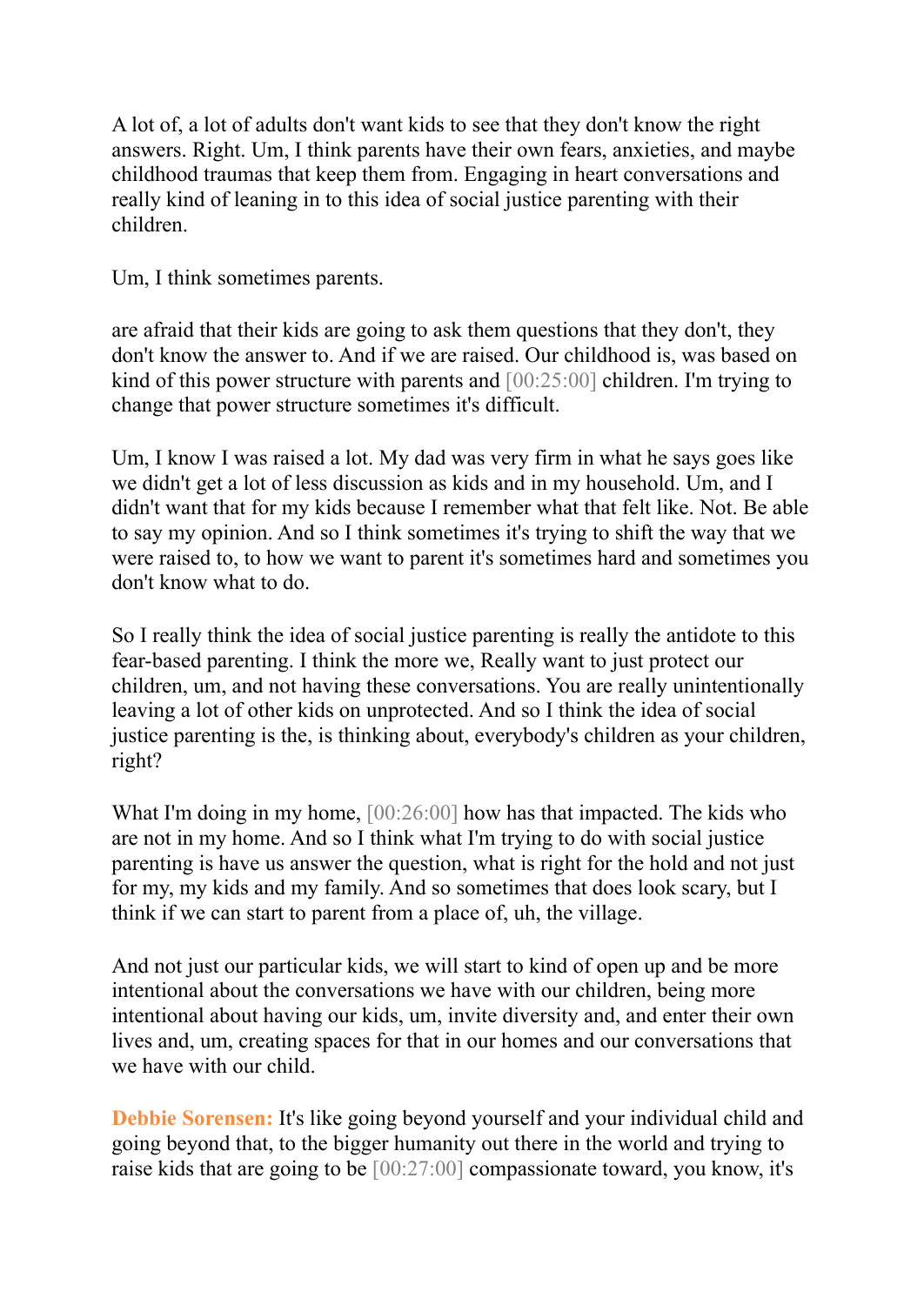A lot of, a lot of adults don't want kids to see that they don't know the right answers. Right. Um, I think parents have their own fears, anxieties, and maybe childhood traumas that keep them from. Engaging in heart conversations and really kind of leaning in to this idea of social justice parenting with their children.

Um, I think sometimes parents.

are afraid that their kids are going to ask them questions that they don't, they don't know the answer to. And if we are raised. Our childhood is, was based on kind of this power structure with parents and [00:25:00] children. I'm trying to change that power structure sometimes it's difficult.

Um, I know I was raised a lot. My dad was very firm in what he says goes like we didn't get a lot of less discussion as kids and in my household. Um, and I didn't want that for my kids because I remember what that felt like. Not. Be able to say my opinion. And so I think sometimes it's trying to shift the way that we were raised to, to how we want to parent it's sometimes hard and sometimes you don't know what to do.

So I really think the idea of social justice parenting is really the antidote to this fear-based parenting. I think the more we, Really want to just protect our children, um, and not having these conversations. You are really unintentionally leaving a lot of other kids on unprotected. And so I think the idea of social justice parenting is the, is thinking about, everybody's children as your children, right?

What I'm doing in my home, [00:26:00] how has that impacted. The kids who are not in my home. And so I think what I'm trying to do with social justice parenting is have us answer the question, what is right for the hold and not just for my, my kids and my family. And so sometimes that does look scary, but I think if we can start to parent from a place of, uh, the village.

And not just our particular kids, we will start to kind of open up and be more intentional about the conversations we have with our children, being more intentional about having our kids, um, invite diversity and, and enter their own lives and, um, creating spaces for that in our homes and our conversations that we have with our child.

**Debbie Sorensen:** It's like going beyond yourself and your individual child and going beyond that, to the bigger humanity out there in the world and trying to raise kids that are going to be [00:27:00] compassionate toward, you know, it's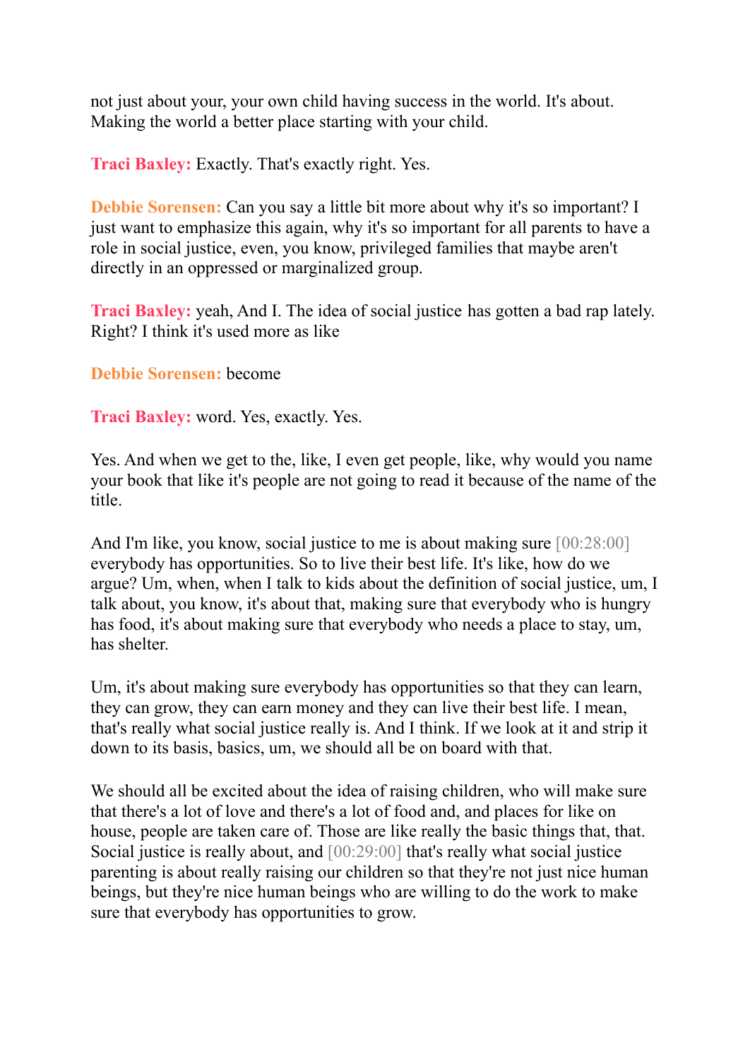not just about your, your own child having success in the world. It's about. Making the world a better place starting with your child.

**Traci Baxley:** Exactly. That's exactly right. Yes.

**Debbie Sorensen:** Can you say a little bit more about why it's so important? I just want to emphasize this again, why it's so important for all parents to have a role in social justice, even, you know, privileged families that maybe aren't directly in an oppressed or marginalized group.

**Traci Baxley:** yeah, And I. The idea of social justice has gotten a bad rap lately. Right? I think it's used more as like

**Debbie Sorensen:** become

**Traci Baxley:** word. Yes, exactly. Yes.

Yes. And when we get to the, like, I even get people, like, why would you name your book that like it's people are not going to read it because of the name of the title.

And I'm like, you know, social justice to me is about making sure [00:28:00] everybody has opportunities. So to live their best life. It's like, how do we argue? Um, when, when I talk to kids about the definition of social justice, um, I talk about, you know, it's about that, making sure that everybody who is hungry has food, it's about making sure that everybody who needs a place to stay, um, has shelter.

Um, it's about making sure everybody has opportunities so that they can learn, they can grow, they can earn money and they can live their best life. I mean, that's really what social justice really is. And I think. If we look at it and strip it down to its basis, basics, um, we should all be on board with that.

We should all be excited about the idea of raising children, who will make sure that there's a lot of love and there's a lot of food and, and places for like on house, people are taken care of. Those are like really the basic things that, that. Social justice is really about, and [00:29:00] that's really what social justice parenting is about really raising our children so that they're not just nice human beings, but they're nice human beings who are willing to do the work to make sure that everybody has opportunities to grow.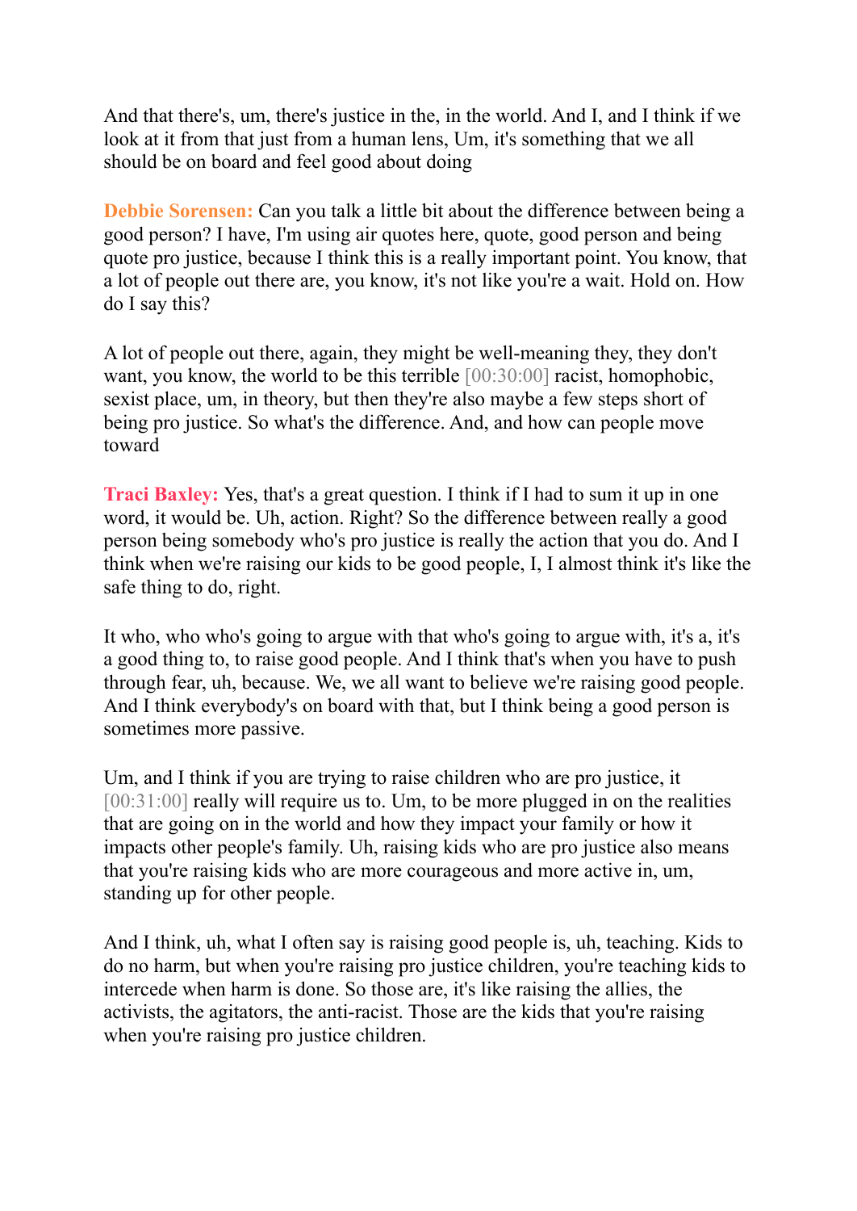And that there's, um, there's justice in the, in the world. And I, and I think if we look at it from that just from a human lens, Um, it's something that we all should be on board and feel good about doing

**Debbie Sorensen:** Can you talk a little bit about the difference between being a good person? I have, I'm using air quotes here, quote, good person and being quote pro justice, because I think this is a really important point. You know, that a lot of people out there are, you know, it's not like you're a wait. Hold on. How do I say this?

A lot of people out there, again, they might be well-meaning they, they don't want, you know, the world to be this terrible [00:30:00] racist, homophobic, sexist place, um, in theory, but then they're also maybe a few steps short of being pro justice. So what's the difference. And, and how can people move toward

**Traci Baxley:** Yes, that's a great question. I think if I had to sum it up in one word, it would be. Uh, action. Right? So the difference between really a good person being somebody who's pro justice is really the action that you do. And I think when we're raising our kids to be good people, I, I almost think it's like the safe thing to do, right.

It who, who who's going to argue with that who's going to argue with, it's a, it's a good thing to, to raise good people. And I think that's when you have to push through fear, uh, because. We, we all want to believe we're raising good people. And I think everybody's on board with that, but I think being a good person is sometimes more passive.

Um, and I think if you are trying to raise children who are pro justice, it [00:31:00] really will require us to. Um, to be more plugged in on the realities that are going on in the world and how they impact your family or how it impacts other people's family. Uh, raising kids who are pro justice also means that you're raising kids who are more courageous and more active in, um, standing up for other people.

And I think, uh, what I often say is raising good people is, uh, teaching. Kids to do no harm, but when you're raising pro justice children, you're teaching kids to intercede when harm is done. So those are, it's like raising the allies, the activists, the agitators, the anti-racist. Those are the kids that you're raising when you're raising pro justice children.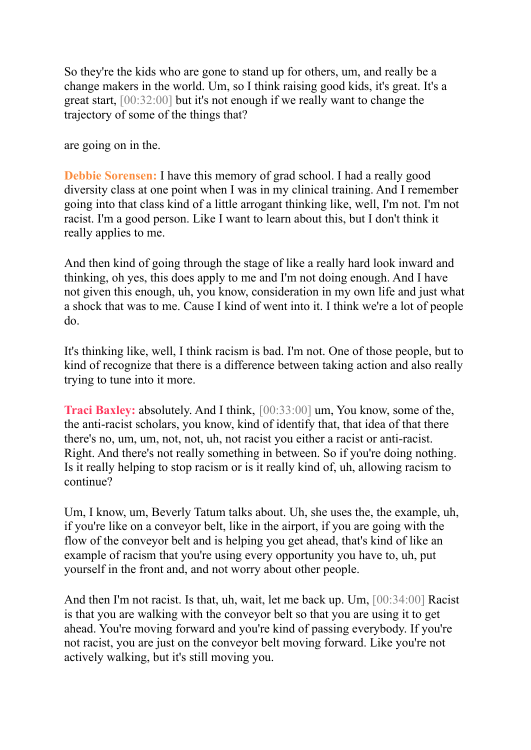So they're the kids who are gone to stand up for others, um, and really be a change makers in the world. Um, so I think raising good kids, it's great. It's a great start, [00:32:00] but it's not enough if we really want to change the trajectory of some of the things that?

are going on in the.

**Debbie Sorensen:** I have this memory of grad school. I had a really good diversity class at one point when I was in my clinical training. And I remember going into that class kind of a little arrogant thinking like, well, I'm not. I'm not racist. I'm a good person. Like I want to learn about this, but I don't think it really applies to me.

And then kind of going through the stage of like a really hard look inward and thinking, oh yes, this does apply to me and I'm not doing enough. And I have not given this enough, uh, you know, consideration in my own life and just what a shock that was to me. Cause I kind of went into it. I think we're a lot of people do.

It's thinking like, well, I think racism is bad. I'm not. One of those people, but to kind of recognize that there is a difference between taking action and also really trying to tune into it more.

**Traci Baxley:** absolutely. And I think, [00:33:00] um, You know, some of the, the anti-racist scholars, you know, kind of identify that, that idea of that there there's no, um, um, not, not, uh, not racist you either a racist or anti-racist. Right. And there's not really something in between. So if you're doing nothing. Is it really helping to stop racism or is it really kind of, uh, allowing racism to continue?

Um, I know, um, Beverly Tatum talks about. Uh, she uses the, the example, uh, if you're like on a conveyor belt, like in the airport, if you are going with the flow of the conveyor belt and is helping you get ahead, that's kind of like an example of racism that you're using every opportunity you have to, uh, put yourself in the front and, and not worry about other people.

And then I'm not racist. Is that, uh, wait, let me back up. Um, [00:34:00] Racist is that you are walking with the conveyor belt so that you are using it to get ahead. You're moving forward and you're kind of passing everybody. If you're not racist, you are just on the conveyor belt moving forward. Like you're not actively walking, but it's still moving you.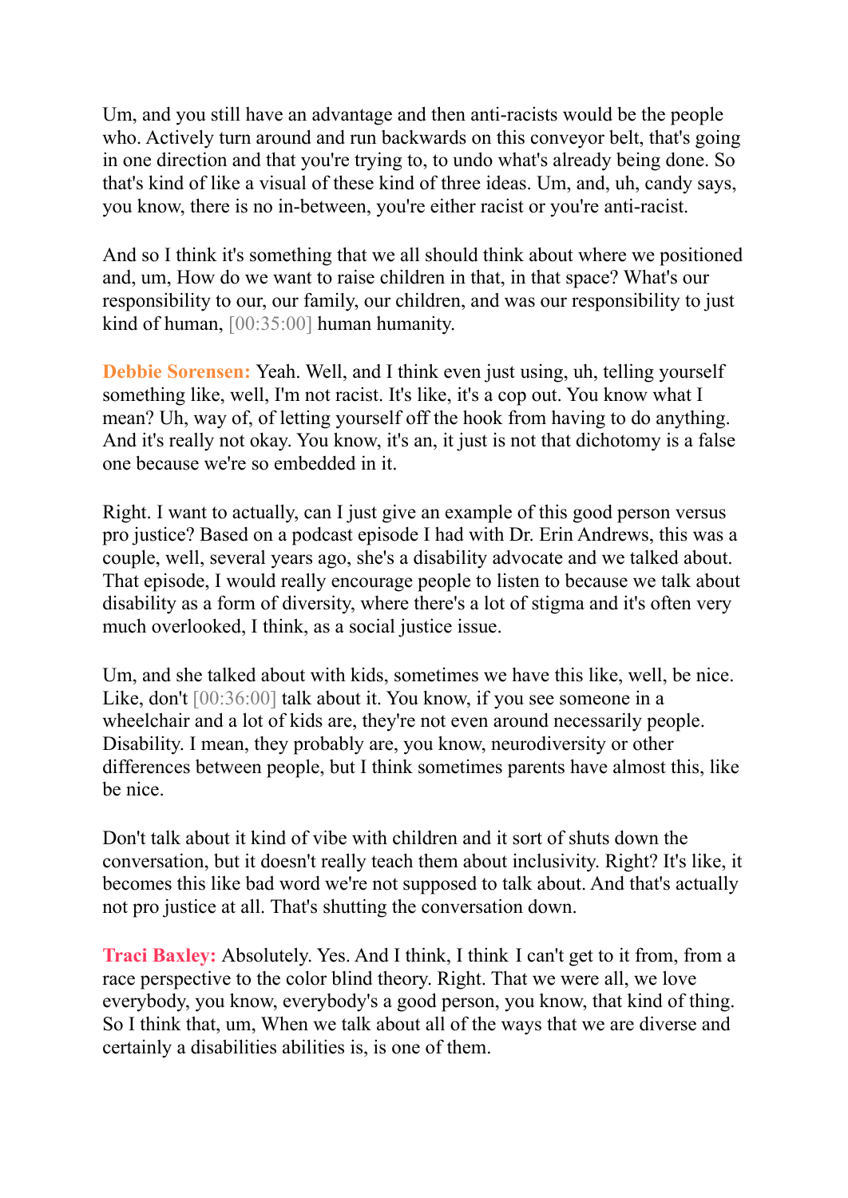Um, and you still have an advantage and then anti-racists would be the people who. Actively turn around and run backwards on this conveyor belt, that's going in one direction and that you're trying to, to undo what's already being done. So that's kind of like a visual of these kind of three ideas. Um, and, uh, candy says, you know, there is no in-between, you're either racist or you're anti-racist.

And so I think it's something that we all should think about where we positioned and, um, How do we want to raise children in that, in that space? What's our responsibility to our, our family, our children, and was our responsibility to just kind of human, [00:35:00] human humanity.

**Debbie Sorensen:** Yeah. Well, and I think even just using, uh, telling yourself something like, well, I'm not racist. It's like, it's a cop out. You know what I mean? Uh, way of, of letting yourself off the hook from having to do anything. And it's really not okay. You know, it's an, it just is not that dichotomy is a false one because we're so embedded in it.

Right. I want to actually, can I just give an example of this good person versus pro justice? Based on a podcast episode I had with Dr. Erin Andrews, this was a couple, well, several years ago, she's a disability advocate and we talked about. That episode, I would really encourage people to listen to because we talk about disability as a form of diversity, where there's a lot of stigma and it's often very much overlooked, I think, as a social justice issue.

Um, and she talked about with kids, sometimes we have this like, well, be nice. Like, don't [00:36:00] talk about it. You know, if you see someone in a wheelchair and a lot of kids are, they're not even around necessarily people. Disability. I mean, they probably are, you know, neurodiversity or other differences between people, but I think sometimes parents have almost this, like be nice.

Don't talk about it kind of vibe with children and it sort of shuts down the conversation, but it doesn't really teach them about inclusivity. Right? It's like, it becomes this like bad word we're not supposed to talk about. And that's actually not pro justice at all. That's shutting the conversation down.

**Traci Baxley:** Absolutely. Yes. And I think, I think I can't get to it from, from a race perspective to the color blind theory. Right. That we were all, we love everybody, you know, everybody's a good person, you know, that kind of thing. So I think that, um, When we talk about all of the ways that we are diverse and certainly a disabilities abilities is, is one of them.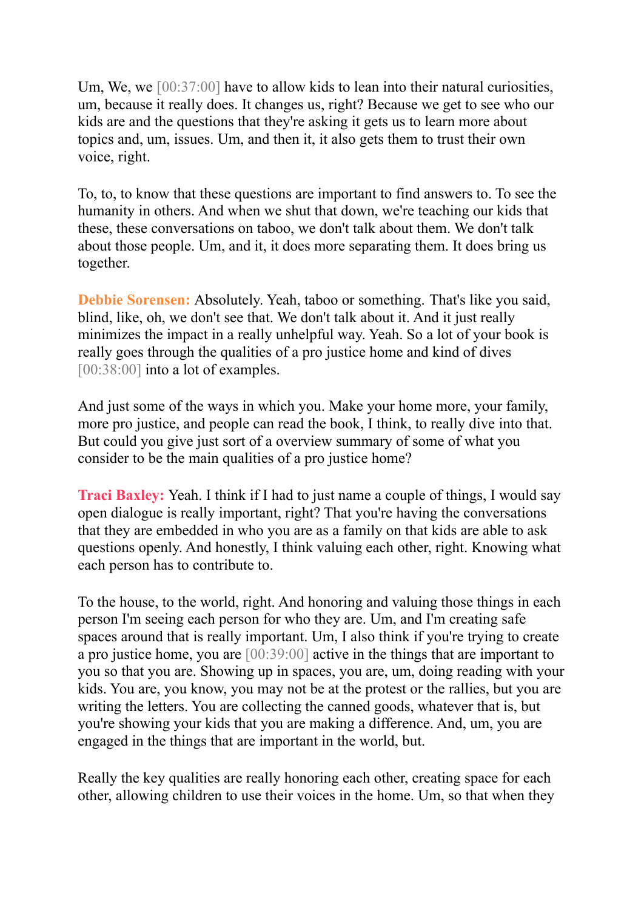Um, We, we [00:37:00] have to allow kids to lean into their natural curiosities, um, because it really does. It changes us, right? Because we get to see who our kids are and the questions that they're asking it gets us to learn more about topics and, um, issues. Um, and then it, it also gets them to trust their own voice, right.

To, to, to know that these questions are important to find answers to. To see the humanity in others. And when we shut that down, we're teaching our kids that these, these conversations on taboo, we don't talk about them. We don't talk about those people. Um, and it, it does more separating them. It does bring us together.

**Debbie Sorensen:** Absolutely. Yeah, taboo or something. That's like you said, blind, like, oh, we don't see that. We don't talk about it. And it just really minimizes the impact in a really unhelpful way. Yeah. So a lot of your book is really goes through the qualities of a pro justice home and kind of dives [00:38:00] into a lot of examples.

And just some of the ways in which you. Make your home more, your family, more pro justice, and people can read the book, I think, to really dive into that. But could you give just sort of a overview summary of some of what you consider to be the main qualities of a pro justice home?

**Traci Baxley:** Yeah. I think if I had to just name a couple of things, I would say open dialogue is really important, right? That you're having the conversations that they are embedded in who you are as a family on that kids are able to ask questions openly. And honestly, I think valuing each other, right. Knowing what each person has to contribute to.

To the house, to the world, right. And honoring and valuing those things in each person I'm seeing each person for who they are. Um, and I'm creating safe spaces around that is really important. Um, I also think if you're trying to create a pro justice home, you are [00:39:00] active in the things that are important to you so that you are. Showing up in spaces, you are, um, doing reading with your kids. You are, you know, you may not be at the protest or the rallies, but you are writing the letters. You are collecting the canned goods, whatever that is, but you're showing your kids that you are making a difference. And, um, you are engaged in the things that are important in the world, but.

Really the key qualities are really honoring each other, creating space for each other, allowing children to use their voices in the home. Um, so that when they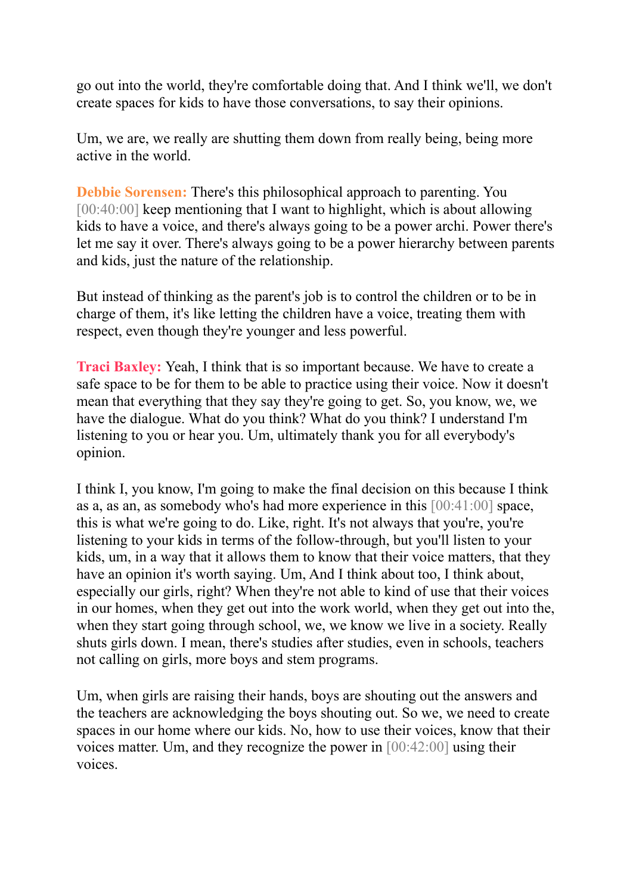go out into the world, they're comfortable doing that. And I think we'll, we don't create spaces for kids to have those conversations, to say their opinions.

Um, we are, we really are shutting them down from really being, being more active in the world.

**Debbie Sorensen:** There's this philosophical approach to parenting. You [00:40:00] keep mentioning that I want to highlight, which is about allowing kids to have a voice, and there's always going to be a power archi. Power there's let me say it over. There's always going to be a power hierarchy between parents and kids, just the nature of the relationship.

But instead of thinking as the parent's job is to control the children or to be in charge of them, it's like letting the children have a voice, treating them with respect, even though they're younger and less powerful.

**Traci Baxley:** Yeah, I think that is so important because. We have to create a safe space to be for them to be able to practice using their voice. Now it doesn't mean that everything that they say they're going to get. So, you know, we, we have the dialogue. What do you think? What do you think? I understand I'm listening to you or hear you. Um, ultimately thank you for all everybody's opinion.

I think I, you know, I'm going to make the final decision on this because I think as a, as an, as somebody who's had more experience in this [00:41:00] space, this is what we're going to do. Like, right. It's not always that you're, you're listening to your kids in terms of the follow-through, but you'll listen to your kids, um, in a way that it allows them to know that their voice matters, that they have an opinion it's worth saying. Um, And I think about too, I think about, especially our girls, right? When they're not able to kind of use that their voices in our homes, when they get out into the work world, when they get out into the, when they start going through school, we, we know we live in a society. Really shuts girls down. I mean, there's studies after studies, even in schools, teachers not calling on girls, more boys and stem programs.

Um, when girls are raising their hands, boys are shouting out the answers and the teachers are acknowledging the boys shouting out. So we, we need to create spaces in our home where our kids. No, how to use their voices, know that their voices matter. Um, and they recognize the power in [00:42:00] using their voices.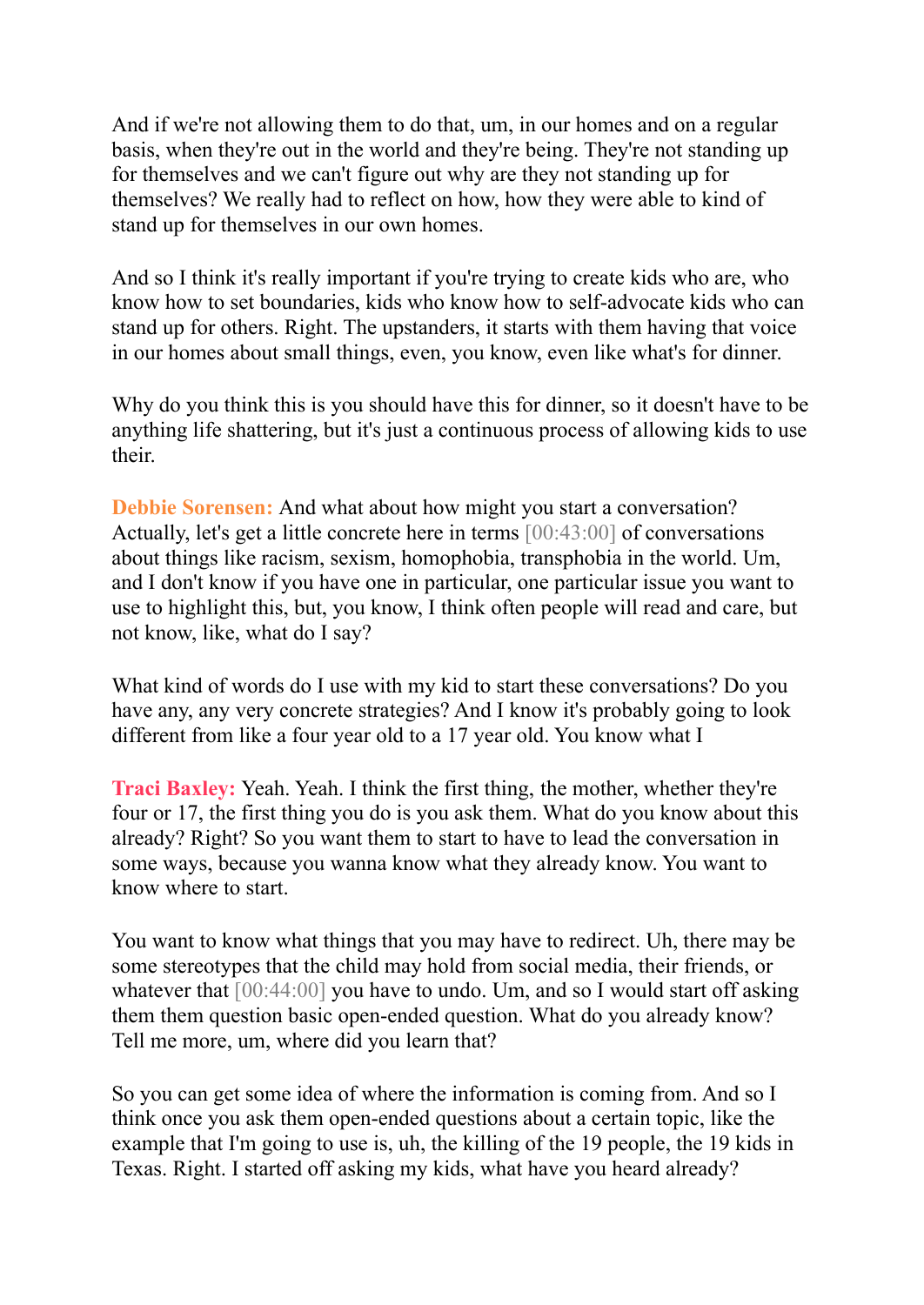And if we're not allowing them to do that, um, in our homes and on a regular basis, when they're out in the world and they're being. They're not standing up for themselves and we can't figure out why are they not standing up for themselves? We really had to reflect on how, how they were able to kind of stand up for themselves in our own homes.

And so I think it's really important if you're trying to create kids who are, who know how to set boundaries, kids who know how to self-advocate kids who can stand up for others. Right. The upstanders, it starts with them having that voice in our homes about small things, even, you know, even like what's for dinner.

Why do you think this is you should have this for dinner, so it doesn't have to be anything life shattering, but it's just a continuous process of allowing kids to use their.

**Debbie Sorensen:** And what about how might you start a conversation? Actually, let's get a little concrete here in terms [00:43:00] of conversations about things like racism, sexism, homophobia, transphobia in the world. Um, and I don't know if you have one in particular, one particular issue you want to use to highlight this, but, you know, I think often people will read and care, but not know, like, what do I say?

What kind of words do I use with my kid to start these conversations? Do you have any, any very concrete strategies? And I know it's probably going to look different from like a four year old to a 17 year old. You know what I

**Traci Baxley:** Yeah. Yeah. I think the first thing, the mother, whether they're four or 17, the first thing you do is you ask them. What do you know about this already? Right? So you want them to start to have to lead the conversation in some ways, because you wanna know what they already know. You want to know where to start.

You want to know what things that you may have to redirect. Uh, there may be some stereotypes that the child may hold from social media, their friends, or whatever that [00:44:00] you have to undo. Um, and so I would start off asking them them question basic open-ended question. What do you already know? Tell me more, um, where did you learn that?

So you can get some idea of where the information is coming from. And so I think once you ask them open-ended questions about a certain topic, like the example that I'm going to use is, uh, the killing of the 19 people, the 19 kids in Texas. Right. I started off asking my kids, what have you heard already?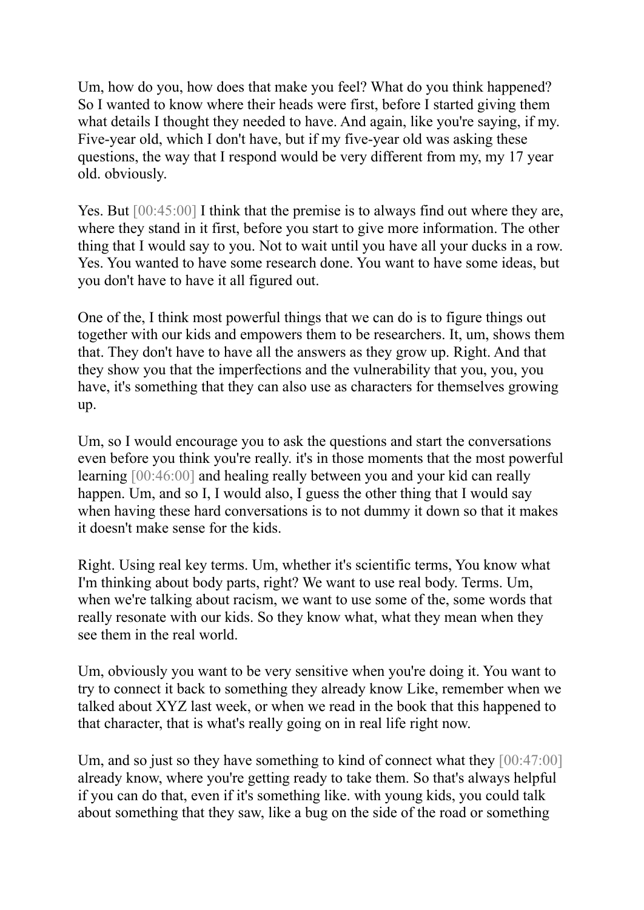Um, how do you, how does that make you feel? What do you think happened? So I wanted to know where their heads were first, before I started giving them what details I thought they needed to have. And again, like you're saying, if my. Five-year old, which I don't have, but if my five-year old was asking these questions, the way that I respond would be very different from my, my 17 year old. obviously.

Yes. But [00:45:00] I think that the premise is to always find out where they are, where they stand in it first, before you start to give more information. The other thing that I would say to you. Not to wait until you have all your ducks in a row. Yes. You wanted to have some research done. You want to have some ideas, but you don't have to have it all figured out.

One of the, I think most powerful things that we can do is to figure things out together with our kids and empowers them to be researchers. It, um, shows them that. They don't have to have all the answers as they grow up. Right. And that they show you that the imperfections and the vulnerability that you, you, you have, it's something that they can also use as characters for themselves growing up.

Um, so I would encourage you to ask the questions and start the conversations even before you think you're really. it's in those moments that the most powerful learning [00:46:00] and healing really between you and your kid can really happen. Um, and so I, I would also, I guess the other thing that I would say when having these hard conversations is to not dummy it down so that it makes it doesn't make sense for the kids.

Right. Using real key terms. Um, whether it's scientific terms, You know what I'm thinking about body parts, right? We want to use real body. Terms. Um, when we're talking about racism, we want to use some of the, some words that really resonate with our kids. So they know what, what they mean when they see them in the real world.

Um, obviously you want to be very sensitive when you're doing it. You want to try to connect it back to something they already know Like, remember when we talked about XYZ last week, or when we read in the book that this happened to that character, that is what's really going on in real life right now.

Um, and so just so they have something to kind of connect what they [00:47:00] already know, where you're getting ready to take them. So that's always helpful if you can do that, even if it's something like. with young kids, you could talk about something that they saw, like a bug on the side of the road or something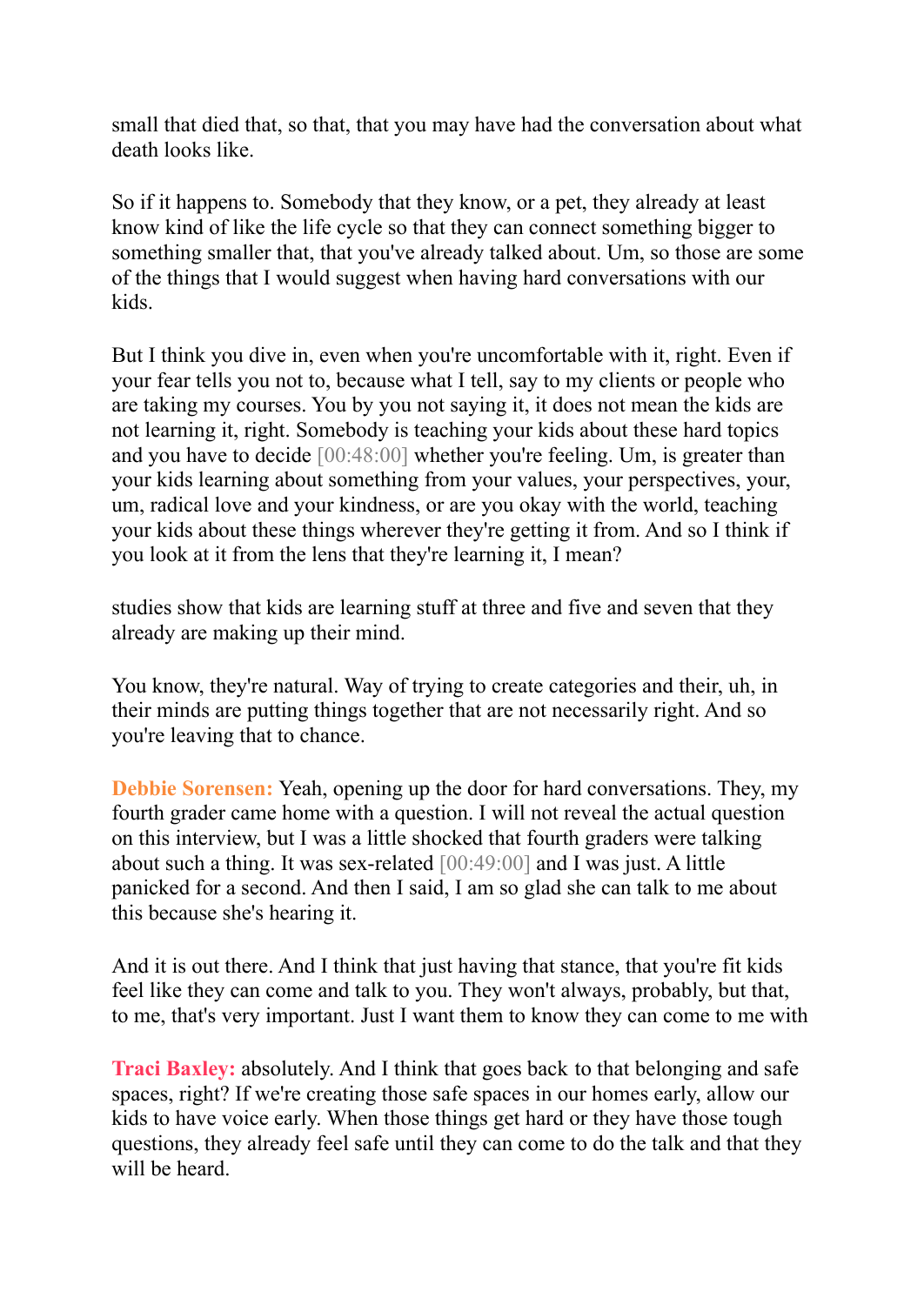small that died that, so that, that you may have had the conversation about what death looks like.

So if it happens to. Somebody that they know, or a pet, they already at least know kind of like the life cycle so that they can connect something bigger to something smaller that, that you've already talked about. Um, so those are some of the things that I would suggest when having hard conversations with our kids.

But I think you dive in, even when you're uncomfortable with it, right. Even if your fear tells you not to, because what I tell, say to my clients or people who are taking my courses. You by you not saying it, it does not mean the kids are not learning it, right. Somebody is teaching your kids about these hard topics and you have to decide [00:48:00] whether you're feeling. Um, is greater than your kids learning about something from your values, your perspectives, your, um, radical love and your kindness, or are you okay with the world, teaching your kids about these things wherever they're getting it from. And so I think if you look at it from the lens that they're learning it, I mean?

studies show that kids are learning stuff at three and five and seven that they already are making up their mind.

You know, they're natural. Way of trying to create categories and their, uh, in their minds are putting things together that are not necessarily right. And so you're leaving that to chance.

**Debbie Sorensen:** Yeah, opening up the door for hard conversations. They, my fourth grader came home with a question. I will not reveal the actual question on this interview, but I was a little shocked that fourth graders were talking about such a thing. It was sex-related [00:49:00] and I was just. A little panicked for a second. And then I said, I am so glad she can talk to me about this because she's hearing it.

And it is out there. And I think that just having that stance, that you're fit kids feel like they can come and talk to you. They won't always, probably, but that, to me, that's very important. Just I want them to know they can come to me with

**Traci Baxley:** absolutely. And I think that goes back to that belonging and safe spaces, right? If we're creating those safe spaces in our homes early, allow our kids to have voice early. When those things get hard or they have those tough questions, they already feel safe until they can come to do the talk and that they will be heard.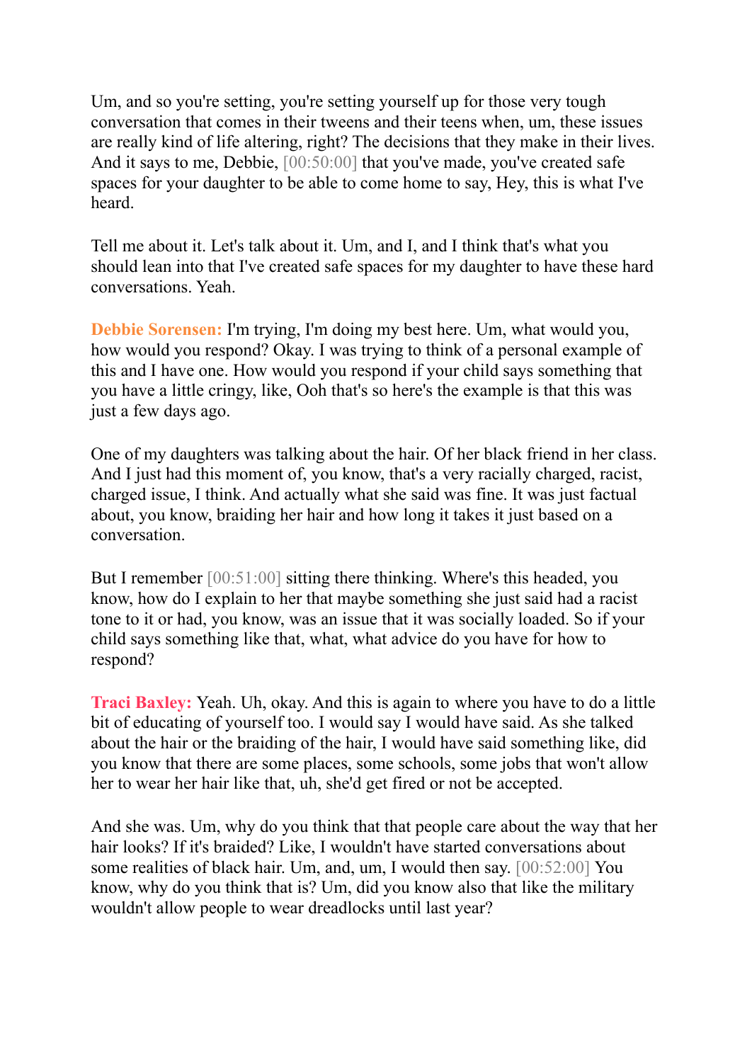Um, and so you're setting, you're setting yourself up for those very tough conversation that comes in their tweens and their teens when, um, these issues are really kind of life altering, right? The decisions that they make in their lives. And it says to me, Debbie, [00:50:00] that you've made, you've created safe spaces for your daughter to be able to come home to say, Hey, this is what I've heard.

Tell me about it. Let's talk about it. Um, and I, and I think that's what you should lean into that I've created safe spaces for my daughter to have these hard conversations. Yeah.

**Debbie Sorensen:** I'm trying, I'm doing my best here. Um, what would you, how would you respond? Okay. I was trying to think of a personal example of this and I have one. How would you respond if your child says something that you have a little cringy, like, Ooh that's so here's the example is that this was just a few days ago.

One of my daughters was talking about the hair. Of her black friend in her class. And I just had this moment of, you know, that's a very racially charged, racist, charged issue, I think. And actually what she said was fine. It was just factual about, you know, braiding her hair and how long it takes it just based on a conversation.

But I remember [00:51:00] sitting there thinking. Where's this headed, you know, how do I explain to her that maybe something she just said had a racist tone to it or had, you know, was an issue that it was socially loaded. So if your child says something like that, what, what advice do you have for how to respond?

**Traci Baxley:** Yeah. Uh, okay. And this is again to where you have to do a little bit of educating of yourself too. I would say I would have said. As she talked about the hair or the braiding of the hair, I would have said something like, did you know that there are some places, some schools, some jobs that won't allow her to wear her hair like that, uh, she'd get fired or not be accepted.

And she was. Um, why do you think that that people care about the way that her hair looks? If it's braided? Like, I wouldn't have started conversations about some realities of black hair. Um, and, um, I would then say. [00:52:00] You know, why do you think that is? Um, did you know also that like the military wouldn't allow people to wear dreadlocks until last year?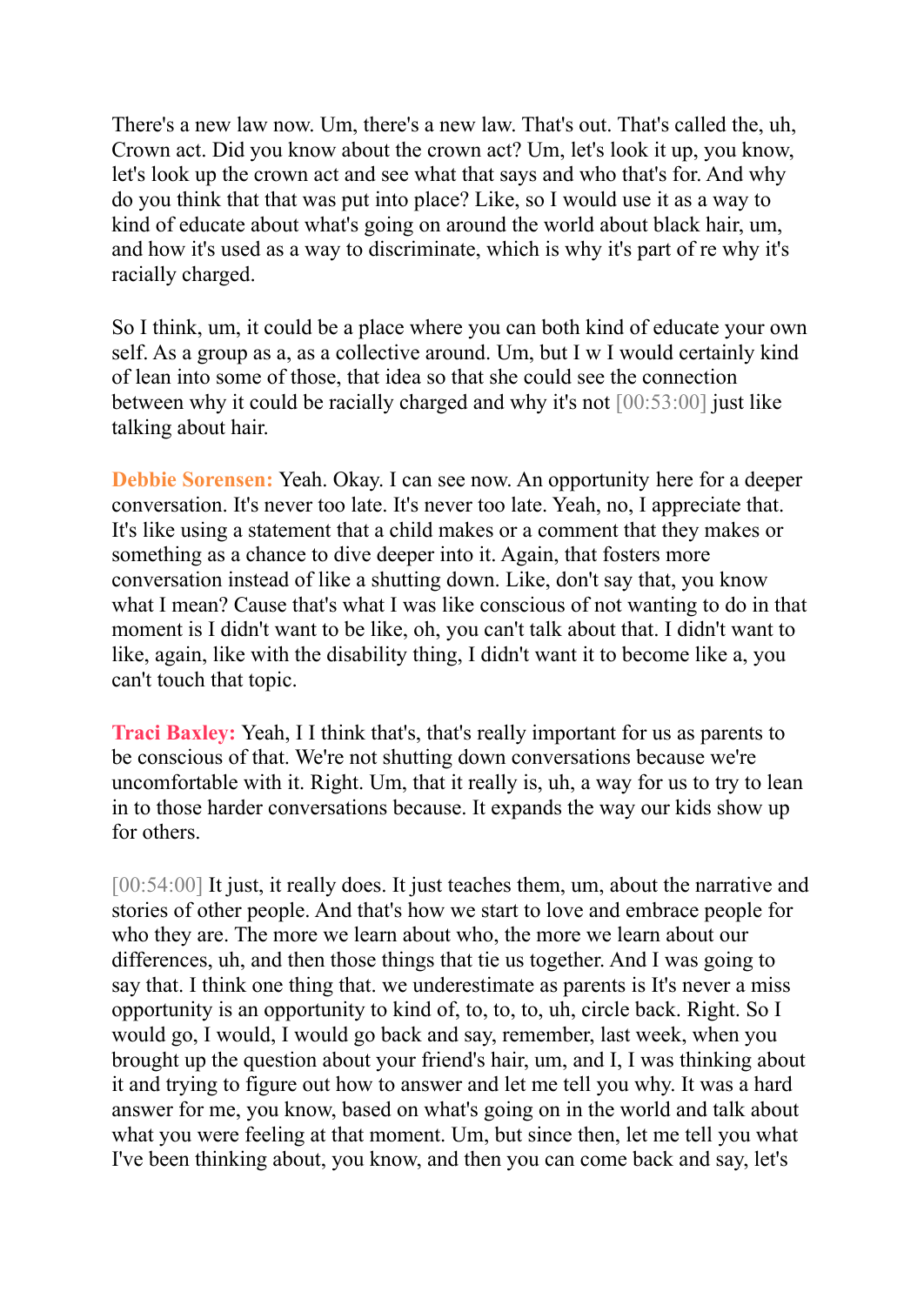There's a new law now. Um, there's a new law. That's out. That's called the, uh, Crown act. Did you know about the crown act? Um, let's look it up, you know, let's look up the crown act and see what that says and who that's for. And why do you think that that was put into place? Like, so I would use it as a way to kind of educate about what's going on around the world about black hair, um, and how it's used as a way to discriminate, which is why it's part of re why it's racially charged.

So I think, um, it could be a place where you can both kind of educate your own self. As a group as a, as a collective around. Um, but I w I would certainly kind of lean into some of those, that idea so that she could see the connection between why it could be racially charged and why it's not [00:53:00] just like talking about hair.

**Debbie Sorensen:** Yeah. Okay. I can see now. An opportunity here for a deeper conversation. It's never too late. It's never too late. Yeah, no, I appreciate that. It's like using a statement that a child makes or a comment that they makes or something as a chance to dive deeper into it. Again, that fosters more conversation instead of like a shutting down. Like, don't say that, you know what I mean? Cause that's what I was like conscious of not wanting to do in that moment is I didn't want to be like, oh, you can't talk about that. I didn't want to like, again, like with the disability thing, I didn't want it to become like a, you can't touch that topic.

**Traci Baxley:** Yeah, I I think that's, that's really important for us as parents to be conscious of that. We're not shutting down conversations because we're uncomfortable with it. Right. Um, that it really is, uh, a way for us to try to lean in to those harder conversations because. It expands the way our kids show up for others.

[00:54:00] It just, it really does. It just teaches them, um, about the narrative and stories of other people. And that's how we start to love and embrace people for who they are. The more we learn about who, the more we learn about our differences, uh, and then those things that tie us together. And I was going to say that. I think one thing that. we underestimate as parents is It's never a miss opportunity is an opportunity to kind of, to, to, to, uh, circle back. Right. So I would go, I would, I would go back and say, remember, last week, when you brought up the question about your friend's hair, um, and I, I was thinking about it and trying to figure out how to answer and let me tell you why. It was a hard answer for me, you know, based on what's going on in the world and talk about what you were feeling at that moment. Um, but since then, let me tell you what I've been thinking about, you know, and then you can come back and say, let's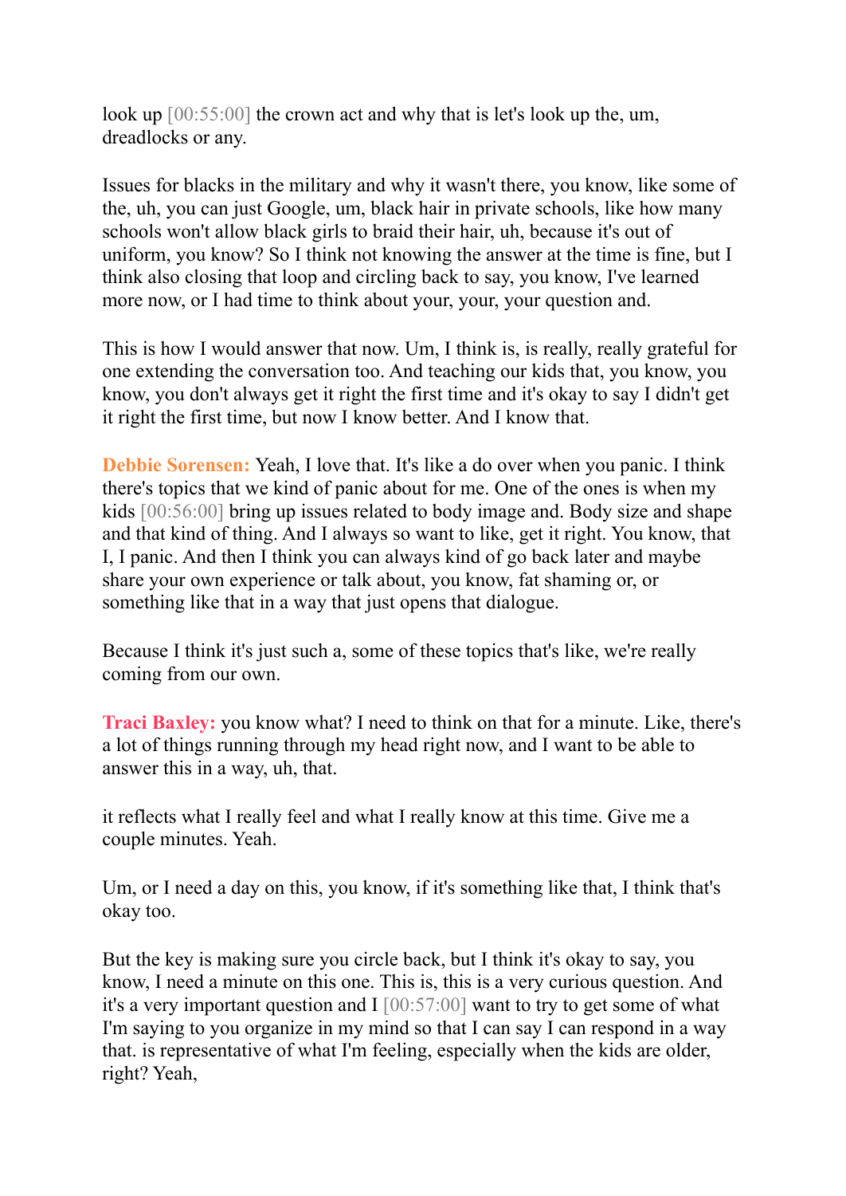look up [00:55:00] the crown act and why that is let's look up the, um, dreadlocks or any.

Issues for blacks in the military and why it wasn't there, you know, like some of the, uh, you can just Google, um, black hair in private schools, like how many schools won't allow black girls to braid their hair, uh, because it's out of uniform, you know? So I think not knowing the answer at the time is fine, but I think also closing that loop and circling back to say, you know, I've learned more now, or I had time to think about your, your, your question and.

This is how I would answer that now. Um, I think is, is really, really grateful for one extending the conversation too. And teaching our kids that, you know, you know, you don't always get it right the first time and it's okay to say I didn't get it right the first time, but now I know better. And I know that.

**Debbie Sorensen:** Yeah, I love that. It's like a do over when you panic. I think there's topics that we kind of panic about for me. One of the ones is when my kids [00:56:00] bring up issues related to body image and. Body size and shape and that kind of thing. And I always so want to like, get it right. You know, that I, I panic. And then I think you can always kind of go back later and maybe share your own experience or talk about, you know, fat shaming or, or something like that in a way that just opens that dialogue.

Because I think it's just such a, some of these topics that's like, we're really coming from our own.

**Traci Baxley:** you know what? I need to think on that for a minute. Like, there's a lot of things running through my head right now, and I want to be able to answer this in a way, uh, that.

it reflects what I really feel and what I really know at this time. Give me a couple minutes. Yeah.

Um, or I need a day on this, you know, if it's something like that, I think that's okay too.

But the key is making sure you circle back, but I think it's okay to say, you know, I need a minute on this one. This is, this is a very curious question. And it's a very important question and I [00:57:00] want to try to get some of what I'm saying to you organize in my mind so that I can say I can respond in a way that. is representative of what I'm feeling, especially when the kids are older, right? Yeah,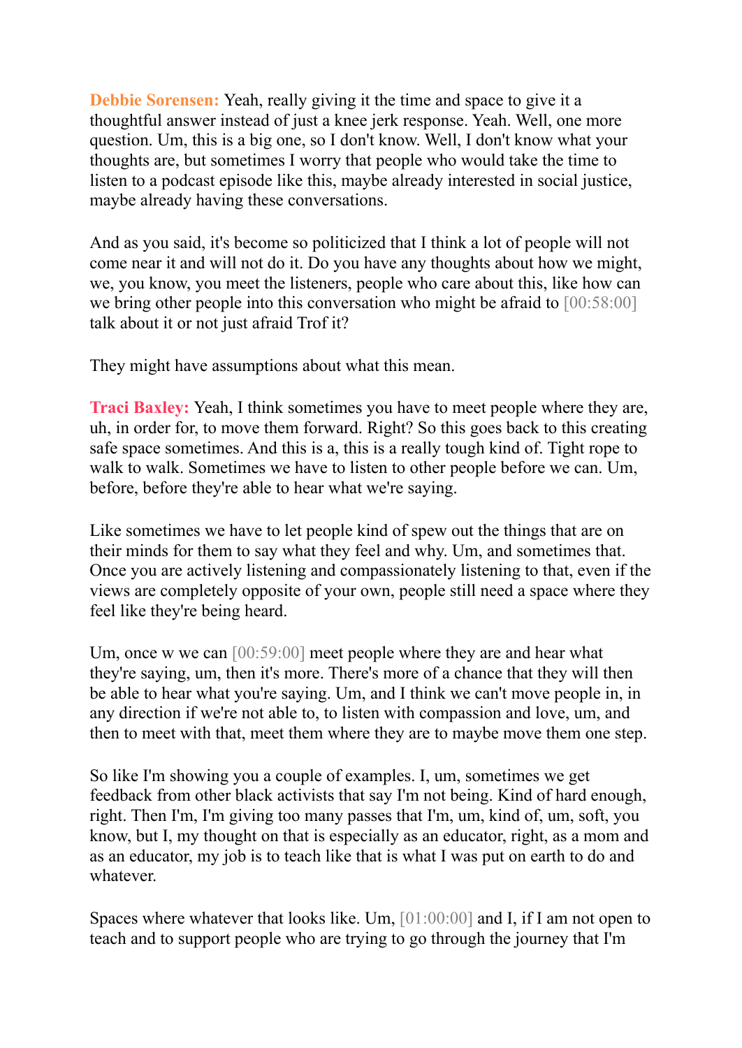**Debbie Sorensen:** Yeah, really giving it the time and space to give it a thoughtful answer instead of just a knee jerk response. Yeah. Well, one more question. Um, this is a big one, so I don't know. Well, I don't know what your thoughts are, but sometimes I worry that people who would take the time to listen to a podcast episode like this, maybe already interested in social justice, maybe already having these conversations.

And as you said, it's become so politicized that I think a lot of people will not come near it and will not do it. Do you have any thoughts about how we might, we, you know, you meet the listeners, people who care about this, like how can we bring other people into this conversation who might be afraid to [00:58:00] talk about it or not just afraid Trof it?

They might have assumptions about what this mean.

**Traci Baxley:** Yeah, I think sometimes you have to meet people where they are, uh, in order for, to move them forward. Right? So this goes back to this creating safe space sometimes. And this is a, this is a really tough kind of. Tight rope to walk to walk. Sometimes we have to listen to other people before we can. Um, before, before they're able to hear what we're saying.

Like sometimes we have to let people kind of spew out the things that are on their minds for them to say what they feel and why. Um, and sometimes that. Once you are actively listening and compassionately listening to that, even if the views are completely opposite of your own, people still need a space where they feel like they're being heard.

Um, once w we can [00:59:00] meet people where they are and hear what they're saying, um, then it's more. There's more of a chance that they will then be able to hear what you're saying. Um, and I think we can't move people in, in any direction if we're not able to, to listen with compassion and love, um, and then to meet with that, meet them where they are to maybe move them one step.

So like I'm showing you a couple of examples. I, um, sometimes we get feedback from other black activists that say I'm not being. Kind of hard enough, right. Then I'm, I'm giving too many passes that I'm, um, kind of, um, soft, you know, but I, my thought on that is especially as an educator, right, as a mom and as an educator, my job is to teach like that is what I was put on earth to do and whatever.

Spaces where whatever that looks like. Um, [01:00:00] and I, if I am not open to teach and to support people who are trying to go through the journey that I'm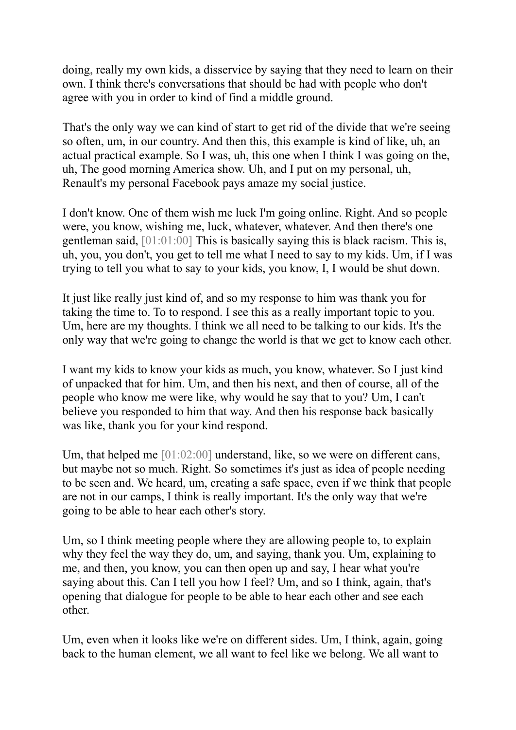doing, really my own kids, a disservice by saying that they need to learn on their own. I think there's conversations that should be had with people who don't agree with you in order to kind of find a middle ground.

That's the only way we can kind of start to get rid of the divide that we're seeing so often, um, in our country. And then this, this example is kind of like, uh, an actual practical example. So I was, uh, this one when I think I was going on the, uh, The good morning America show. Uh, and I put on my personal, uh, Renault's my personal Facebook pays amaze my social justice.

I don't know. One of them wish me luck I'm going online. Right. And so people were, you know, wishing me, luck, whatever, whatever. And then there's one gentleman said, [01:01:00] This is basically saying this is black racism. This is, uh, you, you don't, you get to tell me what I need to say to my kids. Um, if I was trying to tell you what to say to your kids, you know, I, I would be shut down.

It just like really just kind of, and so my response to him was thank you for taking the time to. To to respond. I see this as a really important topic to you. Um, here are my thoughts. I think we all need to be talking to our kids. It's the only way that we're going to change the world is that we get to know each other.

I want my kids to know your kids as much, you know, whatever. So I just kind of unpacked that for him. Um, and then his next, and then of course, all of the people who know me were like, why would he say that to you? Um, I can't believe you responded to him that way. And then his response back basically was like, thank you for your kind respond.

Um, that helped me [01:02:00] understand, like, so we were on different cans, but maybe not so much. Right. So sometimes it's just as idea of people needing to be seen and. We heard, um, creating a safe space, even if we think that people are not in our camps, I think is really important. It's the only way that we're going to be able to hear each other's story.

Um, so I think meeting people where they are allowing people to, to explain why they feel the way they do, um, and saying, thank you. Um, explaining to me, and then, you know, you can then open up and say, I hear what you're saying about this. Can I tell you how I feel? Um, and so I think, again, that's opening that dialogue for people to be able to hear each other and see each other.

Um, even when it looks like we're on different sides. Um, I think, again, going back to the human element, we all want to feel like we belong. We all want to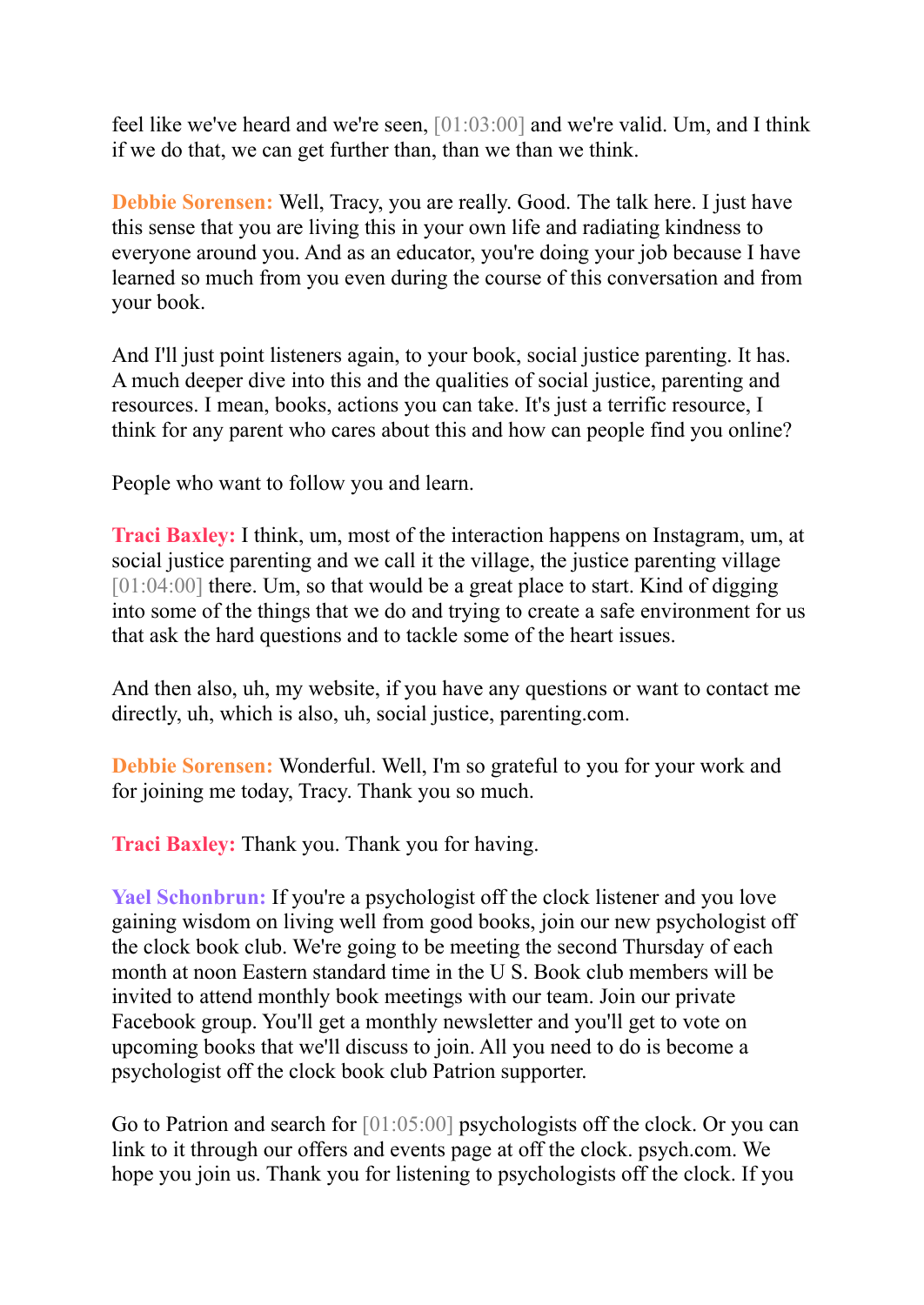feel like we've heard and we're seen, [01:03:00] and we're valid. Um, and I think if we do that, we can get further than, than we than we think.

**Debbie Sorensen:** Well, Tracy, you are really. Good. The talk here. I just have this sense that you are living this in your own life and radiating kindness to everyone around you. And as an educator, you're doing your job because I have learned so much from you even during the course of this conversation and from your book.

And I'll just point listeners again, to your book, social justice parenting. It has. A much deeper dive into this and the qualities of social justice, parenting and resources. I mean, books, actions you can take. It's just a terrific resource, I think for any parent who cares about this and how can people find you online?

People who want to follow you and learn.

**Traci Baxley:** I think, um, most of the interaction happens on Instagram, um, at social justice parenting and we call it the village, the justice parenting village [01:04:00] there. Um, so that would be a great place to start. Kind of digging into some of the things that we do and trying to create a safe environment for us that ask the hard questions and to tackle some of the heart issues.

And then also, uh, my website, if you have any questions or want to contact me directly, uh, which is also, uh, social justice, parenting.com.

**Debbie Sorensen:** Wonderful. Well, I'm so grateful to you for your work and for joining me today, Tracy. Thank you so much.

**Traci Baxley:** Thank you. Thank you for having.

**Yael Schonbrun:** If you're a psychologist off the clock listener and you love gaining wisdom on living well from good books, join our new psychologist off the clock book club. We're going to be meeting the second Thursday of each month at noon Eastern standard time in the U S. Book club members will be invited to attend monthly book meetings with our team. Join our private Facebook group. You'll get a monthly newsletter and you'll get to vote on upcoming books that we'll discuss to join. All you need to do is become a psychologist off the clock book club Patrion supporter.

Go to Patrion and search for [01:05:00] psychologists off the clock. Or you can link to it through our offers and events page at off the clock. psych.com. We hope you join us. Thank you for listening to psychologists off the clock. If you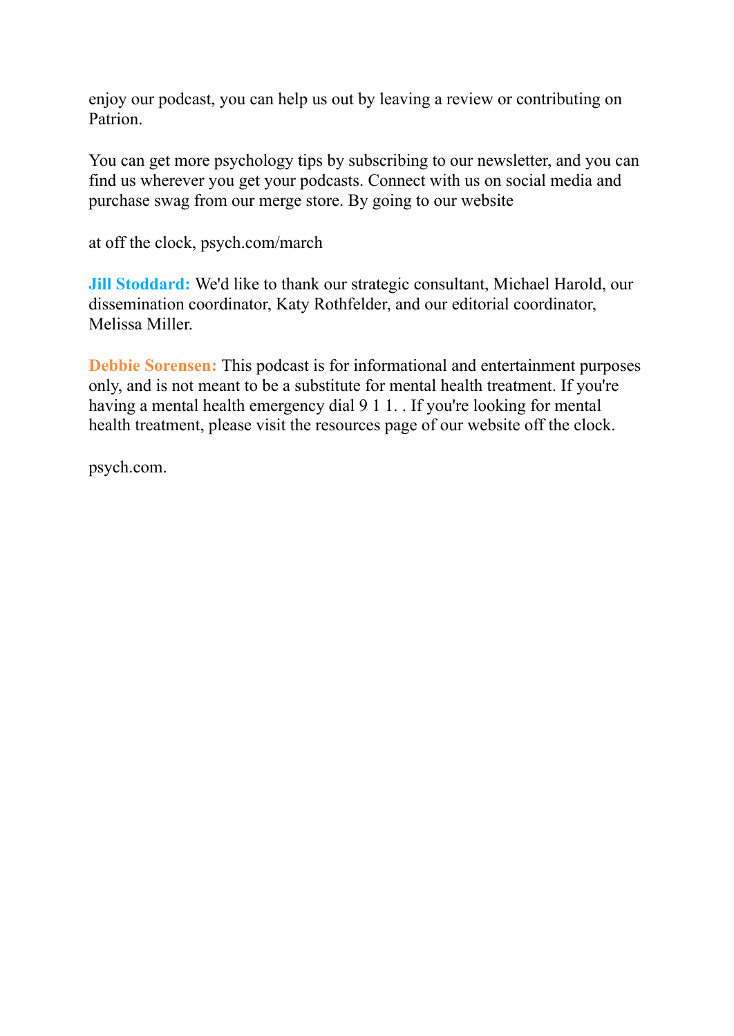enjoy our podcast, you can help us out by leaving a review or contributing on Patrion.

You can get more psychology tips by subscribing to our newsletter, and you can find us wherever you get your podcasts. Connect with us on social media and purchase swag from our merge store. By going to our website

at off the clock, psych.com/march

**Jill Stoddard:** We'd like to thank our strategic consultant, Michael Harold, our dissemination coordinator, Katy Rothfelder, and our editorial coordinator, Melissa Miller.

**Debbie Sorensen:** This podcast is for informational and entertainment purposes only, and is not meant to be a substitute for mental health treatment. If you're having a mental health emergency dial 9 1 1. . If you're looking for mental health treatment, please visit the resources page of our website off the clock.

psych.com.